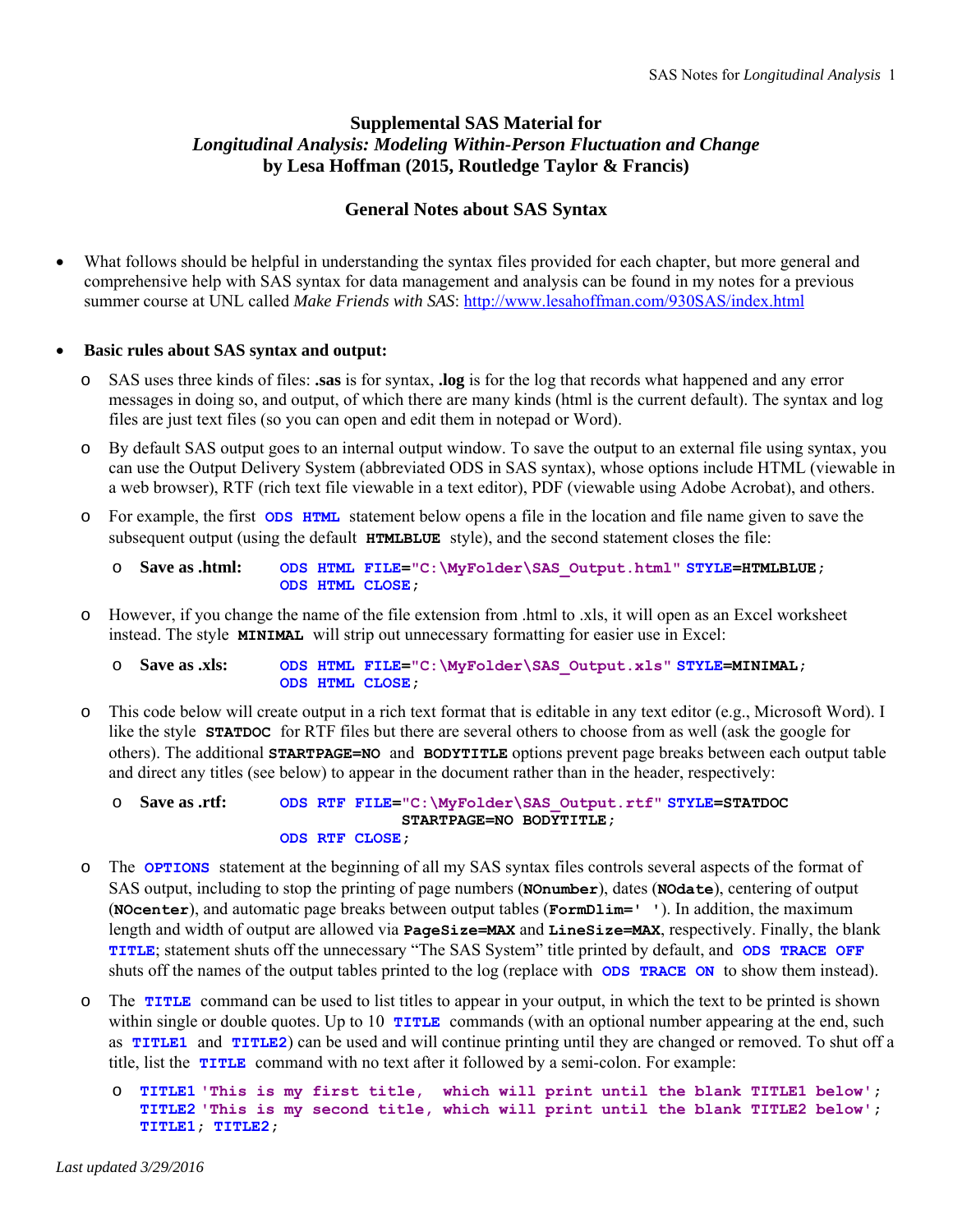# Supplemental SAS Material for *Longitudinal Analysis: Modeling Within-Person Fluctuation and Change* by Lesa Hoffman (2015, Routledge Taylor & Francis)

## General Notes about SAS Syntax

- What follows should be helpful in understanding the syntax files provided for each chapter, but more general and comprehensive help with SAS syntax for data management and analysis can be found in my notes for a previous summer course at UNL called *Make Friends with SAS*: http://www.lesahoffman.com/930SAS/index.html

- **Basic rules about SAS syntax and output:**
  - SAS uses three kinds of files: **.sas** is for syntax, **.log** is for the log that records what happened and any error messages in doing so, and output, of which there are many kinds (html is the current default). The syntax and log files are just text files (so you can open and edit them in notepad or Word).
  - By default SAS output goes to an internal output window. To save the output to an external file using syntax, you can use the Output Delivery System (abbreviated ODS in SAS syntax), whose options include HTML (viewable in a web browser), RTF (rich text file viewable in a text editor), PDF (viewable using Adobe Acrobat), and others.
  - For example, the first `ODS HTML` statement below opens a file in the location and file name given to save the subsequent output (using the default `HTMLBLUE` style), and the second statement closes the file:
    - **Save as .html:**

      ```
      ODS HTML FILE="C:\MyFolder\SAS_Output.html" STYLE=HTMLBLUE;
      ODS HTML CLOSE;
      ```

  - However, if you change the name of the file extension from .html to .xls, it will open as an Excel worksheet instead. The style `MINIMAL` will strip out unnecessary formatting for easier use in Excel:
    - **Save as .xls:**

      ```
      ODS HTML FILE="C:\MyFolder\SAS_Output.xls" STYLE=MINIMAL;
      ODS HTML CLOSE;
      ```

  - This code below will create output in a rich text format that is editable in any text editor (e.g., Microsoft Word). I like the style `STATDOC` for RTF files but there are several others to choose from as well (ask the google for others). The additional `STARTPAGE=NO` and `BODYTITLE` options prevent page breaks between each output table and direct any titles (see below) to appear in the document rather than in the header, respectively:
    - **Save as .rtf:**

      ```
      ODS RTF FILE="C:\MyFolder\SAS_Output.rtf" STYLE=STATDOC
                      STARTPAGE=NO BODYTITLE;
      ODS RTF CLOSE;
      ```

  - The `OPTIONS` statement at the beginning of all my SAS syntax files controls several aspects of the format of SAS output, including to stop the printing of page numbers (`NOnumber`), dates (`NOdate`), centering of output (`NOcenter`), and automatic page breaks between output tables (`FormDlim=' '`). In addition, the maximum length and width of output are allowed via `PageSize=MAX` and `LineSize=MAX`, respectively. Finally, the blank `TITLE`; statement shuts off the unnecessary "The SAS System" title printed by default, and `ODS TRACE OFF` shuts off the names of the output tables printed to the log (replace with `ODS TRACE ON` to show them instead).
  - The `TITLE` command can be used to list titles to appear in your output, in which the text to be printed is shown within single or double quotes. Up to 10 `TITLE` commands (with an optional number appearing at the end, such as `TITLE1` and `TITLE2`) can be used and will continue printing until they are changed or removed. To shut off a title, list the `TITLE` command with no text after it followed by a semi-colon. For example:

    ```
    TITLE1 'This is my first title,  which will print until the blank TITLE1 below';
    TITLE2 'This is my second title, which will print until the blank TITLE2 below';
    TITLE1; TITLE2;
    ```

*Last updated 3/29/2016*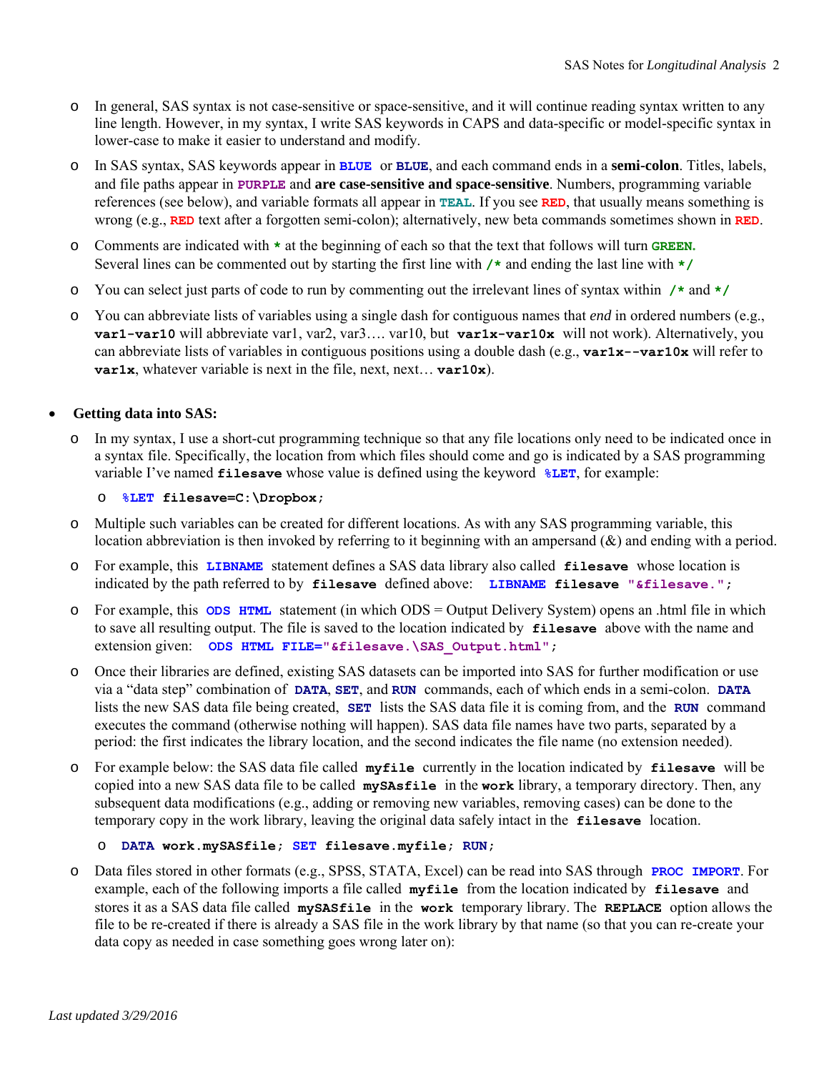- In general, SAS syntax is not case-sensitive or space-sensitive, and it will continue reading syntax written to any line length. However, in my syntax, I write SAS keywords in CAPS and data-specific or model-specific syntax in lower-case to make it easier to understand and modify.
- In SAS syntax, SAS keywords appear in **BLUE** or **BLUE**, and each command ends in a **semi-colon**. Titles, labels, and file paths appear in **PURPLE** and **are case-sensitive and space-sensitive**. Numbers, programming variable references (see below), and variable formats all appear in **TEAL**. If you see **RED**, that usually means something is wrong (e.g., **RED** text after a forgotten semi-colon); alternatively, new beta commands sometimes shown in **RED**.
- Comments are indicated with `*` at the beginning of each so that the text that follows will turn **GREEN.** Several lines can be commented out by starting the first line with `/*` and ending the last line with `*/`
- You can select just parts of code to run by commenting out the irrelevant lines of syntax within `/*` and `*/`
- You can abbreviate lists of variables using a single dash for contiguous names that *end* in ordered numbers (e.g., `var1-var10` will abbreviate var1, var2, var3…. var10, but `var1x-var10x` will not work). Alternatively, you can abbreviate lists of variables in contiguous positions using a double dash (e.g., `var1x--var10x` will refer to `var1x`, whatever variable is next in the file, next, next… `var10x`).

- **Getting data into SAS:**
  - In my syntax, I use a short-cut programming technique so that any file locations only need to be indicated once in a syntax file. Specifically, the location from which files should come and go is indicated by a SAS programming variable I've named `filesave` whose value is defined using the keyword `%LET`, for example:
    - `%LET filesave=C:\Dropbox;`
  - Multiple such variables can be created for different locations. As with any SAS programming variable, this location abbreviation is then invoked by referring to it beginning with an ampersand (&) and ending with a period.
  - For example, this `LIBNAME` statement defines a SAS data library also called `filesave` whose location is indicated by the path referred to by `filesave` defined above: `LIBNAME filesave "&filesave.";`
  - For example, this `ODS HTML` statement (in which ODS = Output Delivery System) opens an .html file in which to save all resulting output. The file is saved to the location indicated by `filesave` above with the name and extension given: `ODS HTML FILE="&filesave.\SAS_Output.html";`
  - Once their libraries are defined, existing SAS datasets can be imported into SAS for further modification or use via a "data step" combination of `DATA`, `SET`, and `RUN` commands, each of which ends in a semi-colon. `DATA` lists the new SAS data file being created, `SET` lists the SAS data file it is coming from, and the `RUN` command executes the command (otherwise nothing will happen). SAS data file names have two parts, separated by a period: the first indicates the library location, and the second indicates the file name (no extension needed).
  - For example below: the SAS data file called `myfile` currently in the location indicated by `filesave` will be copied into a new SAS data file to be called `mySASfile` in the `work` library, a temporary directory. Then, any subsequent data modifications (e.g., adding or removing new variables, removing cases) can be done to the temporary copy in the work library, leaving the original data safely intact in the `filesave` location.
    - `DATA work.mySASfile; SET filesave.myfile; RUN;`
  - Data files stored in other formats (e.g., SPSS, STATA, Excel) can be read into SAS through `PROC IMPORT`. For example, each of the following imports a file called `myfile` from the location indicated by `filesave` and stores it as a SAS data file called `mySASfile` in the `work` temporary library. The `REPLACE` option allows the file to be re-created if there is already a SAS file in the work library by that name (so that you can re-create your data copy as needed in case something goes wrong later on):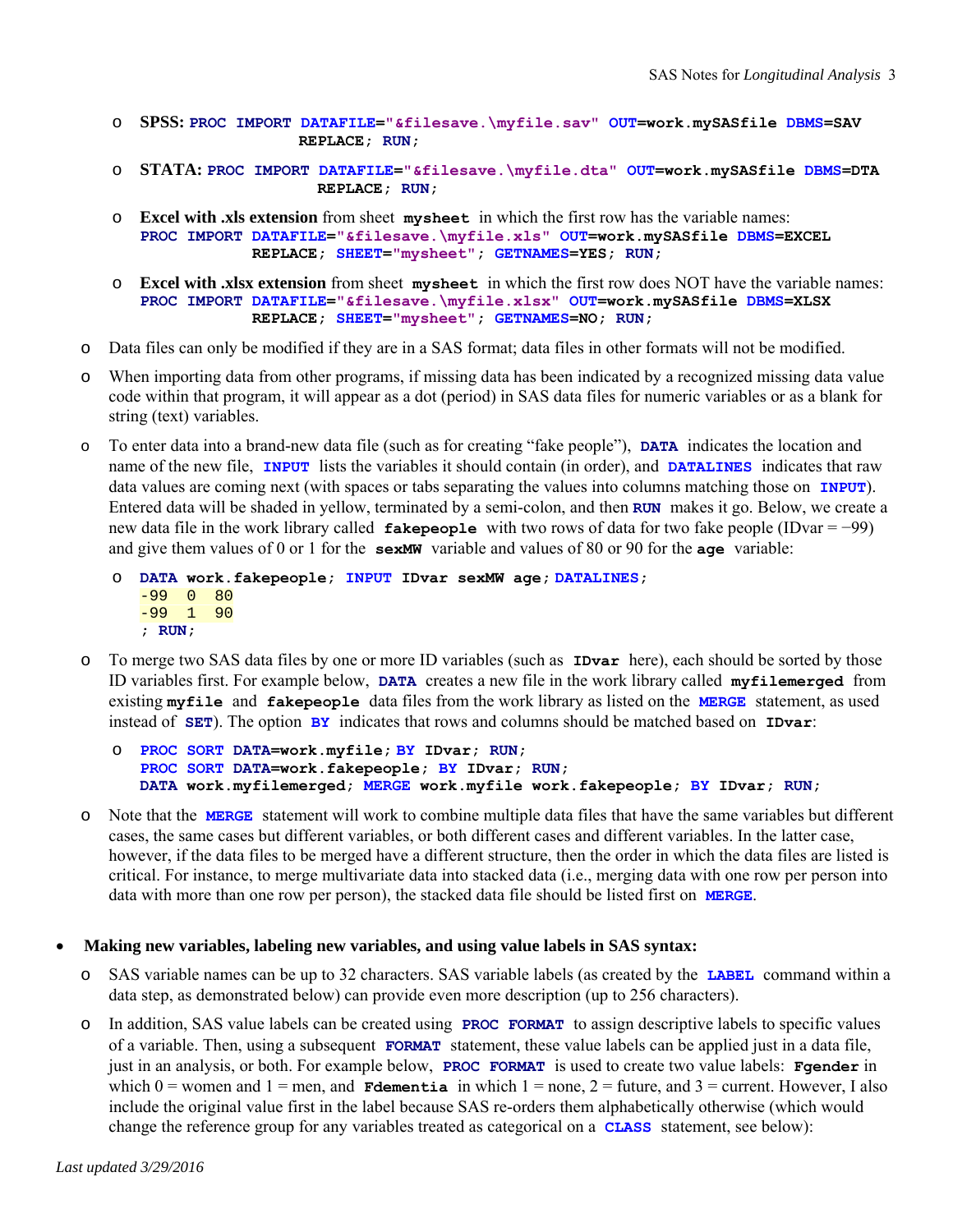- **SPSS:** `PROC IMPORT DATAFILE="&filesave.\myfile.sav" OUT=work.mySASfile DBMS=SAV REPLACE; RUN;`
- **STATA:** `PROC IMPORT DATAFILE="&filesave.\myfile.dta" OUT=work.mySASfile DBMS=DTA REPLACE; RUN;`
- **Excel with .xls extension** from sheet `mysheet` in which the first row has the variable names:
  `PROC IMPORT DATAFILE="&filesave.\myfile.xls" OUT=work.mySASfile DBMS=EXCEL REPLACE; SHEET="mysheet"; GETNAMES=YES; RUN;`
- **Excel with .xlsx extension** from sheet `mysheet` in which the first row does NOT have the variable names:
  `PROC IMPORT DATAFILE="&filesave.\myfile.xlsx" OUT=work.mySASfile DBMS=XLSX REPLACE; SHEET="mysheet"; GETNAMES=NO; RUN;`

- Data files can only be modified if they are in a SAS format; data files in other formats will not be modified.
- When importing data from other programs, if missing data has been indicated by a recognized missing data value code within that program, it will appear as a dot (period) in SAS data files for numeric variables or as a blank for string (text) variables.
- To enter data into a brand-new data file (such as for creating "fake people"), **DATA** indicates the location and name of the new file, **INPUT** lists the variables it should contain (in order), and **DATALINES** indicates that raw data values are coming next (with spaces or tabs separating the values into columns matching those on **INPUT**). Entered data will be shaded in yellow, terminated by a semi-colon, and then **RUN** makes it go. Below, we create a new data file in the work library called **fakepeople** with two rows of data for two fake people (IDvar = −99) and give them values of 0 or 1 for the **sexMW** variable and values of 80 or 90 for the **age** variable:

```
DATA work.fakepeople; INPUT IDvar sexMW age; DATALINES;
-99  0  80
-99  1  90
; RUN;
```

- To merge two SAS data files by one or more ID variables (such as **IDvar** here), each should be sorted by those ID variables first. For example below, **DATA** creates a new file in the work library called **myfilemerged** from existing **myfile** and **fakepeople** data files from the work library as listed on the **MERGE** statement, as used instead of **SET**). The option **BY** indicates that rows and columns should be matched based on **IDvar**:

```
PROC SORT DATA=work.myfile; BY IDvar; RUN;
PROC SORT DATA=work.fakepeople; BY IDvar; RUN;
DATA work.myfilemerged; MERGE work.myfile work.fakepeople; BY IDvar; RUN;
```

- Note that the **MERGE** statement will work to combine multiple data files that have the same variables but different cases, the same cases but different variables, or both different cases and different variables. In the latter case, however, if the data files to be merged have a different structure, then the order in which the data files are listed is critical. For instance, to merge multivariate data into stacked data (i.e., merging data with one row per person into data with more than one row per person), the stacked data file should be listed first on **MERGE**.

- **Making new variables, labeling new variables, and using value labels in SAS syntax:**
  - SAS variable names can be up to 32 characters. SAS variable labels (as created by the **LABEL** command within a data step, as demonstrated below) can provide even more description (up to 256 characters).
  - In addition, SAS value labels can be created using **PROC FORMAT** to assign descriptive labels to specific values of a variable. Then, using a subsequent **FORMAT** statement, these value labels can be applied just in a data file, just in an analysis, or both. For example below, **PROC FORMAT** is used to create two value labels: **Fgender** in which 0 = women and 1 = men, and **Fdementia** in which 1 = none, 2 = future, and 3 = current. However, I also include the original value first in the label because SAS re-orders them alphabetically otherwise (which would change the reference group for any variables treated as categorical on a **CLASS** statement, see below):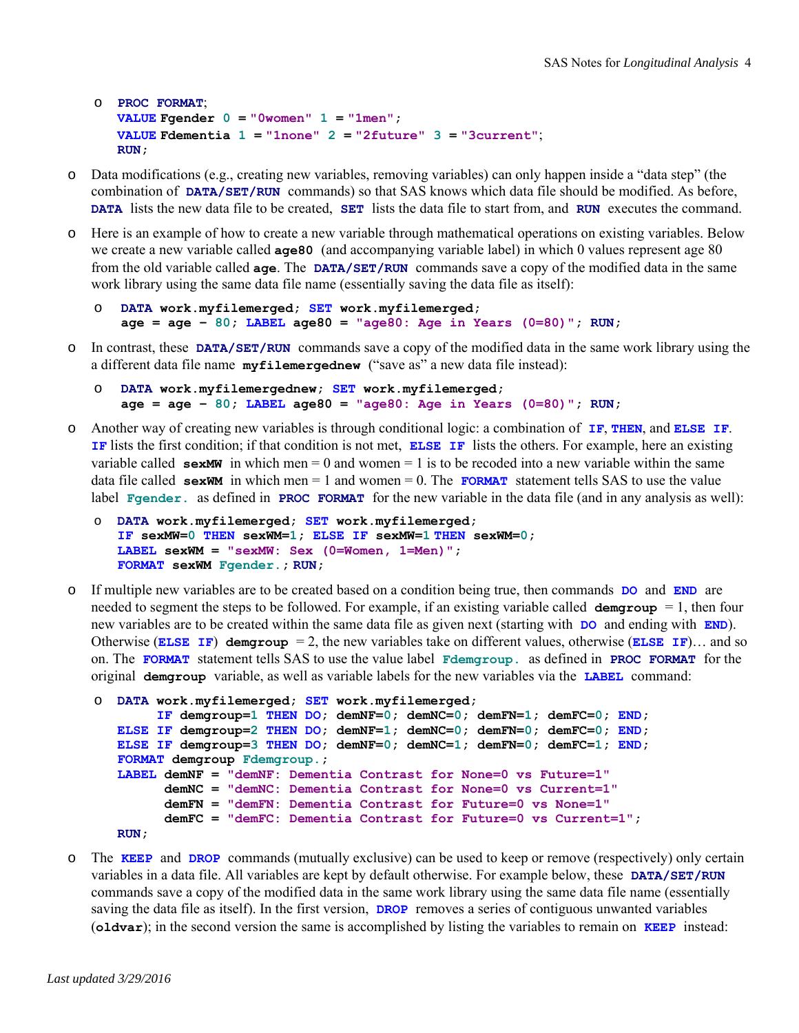- ```
  PROC FORMAT;
  VALUE Fgender 0 ="0women" 1 ="1men";
  VALUE Fdementia 1 ="1none" 2 ="2future" 3 ="3current";
  RUN;
  ```

- Data modifications (e.g., creating new variables, removing variables) can only happen inside a "data step" (the combination of **DATA/SET/RUN** commands) so that SAS knows which data file should be modified. As before, **DATA** lists the new data file to be created, **SET** lists the data file to start from, and **RUN** executes the command.

- Here is an example of how to create a new variable through mathematical operations on existing variables. Below we create a new variable called **age80** (and accompanying variable label) in which 0 values represent age 80 from the old variable called **age**. The **DATA/SET/RUN** commands save a copy of the modified data in the same work library using the same data file name (essentially saving the data file as itself):

  - ```
    DATA work.myfilemerged; SET work.myfilemerged;
    age = age – 80; LABEL age80 = "age80: Age in Years (0=80)"; RUN;
    ```

- In contrast, these **DATA/SET/RUN** commands save a copy of the modified data in the same work library using the a different data file name **myfilemergednew** ("save as" a new data file instead):

  - ```
    DATA work.myfilemergednew; SET work.myfilemerged;
    age = age – 80; LABEL age80 = "age80: Age in Years (0=80)"; RUN;
    ```

- Another way of creating new variables is through conditional logic: a combination of **IF**, **THEN**, and **ELSE IF**. **IF** lists the first condition; if that condition is not met, **ELSE IF** lists the others. For example, here an existing variable called **sexMW** in which men = 0 and women = 1 is to be recoded into a new variable within the same data file called **sexWM** in which men = 1 and women = 0. The **FORMAT** statement tells SAS to use the value label **Fgender.** as defined in **PROC FORMAT** for the new variable in the data file (and in any analysis as well):

  - ```
    DATA work.myfilemerged; SET work.myfilemerged;
    IF sexMW=0 THEN sexWM=1; ELSE IF sexMW=1 THEN sexWM=0;
    LABEL sexWM = "sexMW: Sex (0=Women, 1=Men)";
    FORMAT sexWM Fgender.; RUN;
    ```

- If multiple new variables are to be created based on a condition being true, then commands **DO** and **END** are needed to segment the steps to be followed. For example, if an existing variable called **demgroup** = 1, then four new variables are to be created within the same data file as given next (starting with **DO** and ending with **END**). Otherwise (**ELSE IF**) **demgroup** = 2, the new variables take on different values, otherwise (**ELSE IF**)… and so on. The **FORMAT** statement tells SAS to use the value label **Fdemgroup.** as defined in **PROC FORMAT** for the original **demgroup** variable, as well as variable labels for the new variables via the **LABEL** command:

  - ```
    DATA work.myfilemerged; SET work.myfilemerged;
         IF demgroup=1 THEN DO; demNF=0; demNC=0; demFN=1; demFC=0; END;
    ELSE IF demgroup=2 THEN DO; demNF=1; demNC=0; demFN=0; demFC=0; END;
    ELSE IF demgroup=3 THEN DO; demNF=0; demNC=1; demFN=0; demFC=1; END;
    FORMAT demgroup Fdemgroup.;
    LABEL demNF = "demNF: Dementia Contrast for None=0 vs Future=1"
          demNC = "demNC: Dementia Contrast for None=0 vs Current=1"
          demFN = "demFN: Dementia Contrast for Future=0 vs None=1"
          demFC = "demFC: Dementia Contrast for Future=0 vs Current=1";
    RUN;
    ```

- The **KEEP** and **DROP** commands (mutually exclusive) can be used to keep or remove (respectively) only certain variables in a data file. All variables are kept by default otherwise. For example below, these **DATA/SET/RUN** commands save a copy of the modified data in the same work library using the same data file name (essentially saving the data file as itself). In the first version, **DROP** removes a series of contiguous unwanted variables (**oldvar**); in the second version the same is accomplished by listing the variables to remain on **KEEP** instead: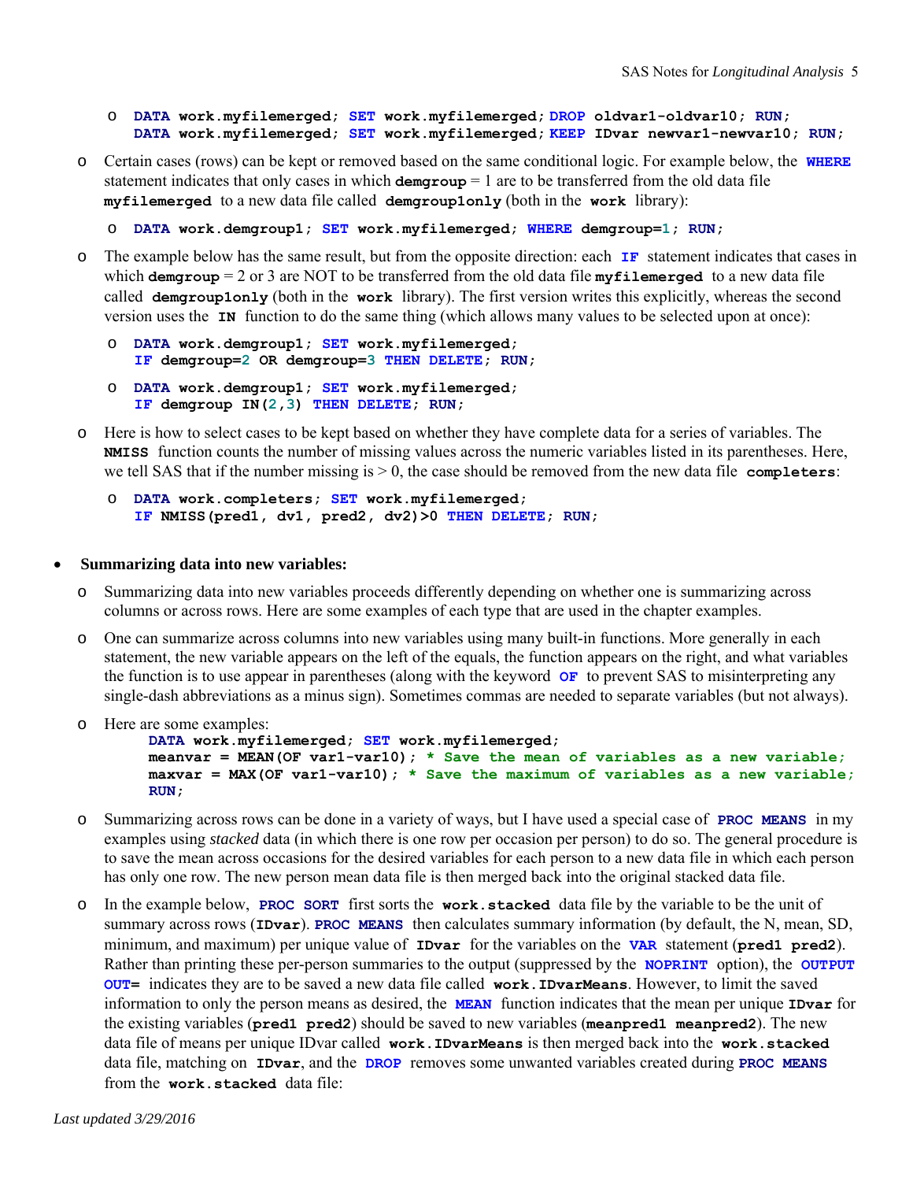- ```
  DATA work.myfilemerged; SET work.myfilemerged; DROP oldvar1-oldvar10; RUN;
  DATA work.myfilemerged; SET work.myfilemerged; KEEP IDvar newvar1-newvar10; RUN;
  ```

- Certain cases (rows) can be kept or removed based on the same conditional logic. For example below, the **WHERE** statement indicates that only cases in which **demgroup** = 1 are to be transferred from the old data file **myfilemerged** to a new data file called **demgroup1only** (both in the **work** library):

  - ```
    DATA work.demgroup1; SET work.myfilemerged; WHERE demgroup=1; RUN;
    ```

- The example below has the same result, but from the opposite direction: each **IF** statement indicates that cases in which **demgroup** = 2 or 3 are NOT to be transferred from the old data file **myfilemerged** to a new data file called **demgroup1only** (both in the **work** library). The first version writes this explicitly, whereas the second version uses the **IN** function to do the same thing (which allows many values to be selected upon at once):

  - ```
    DATA work.demgroup1; SET work.myfilemerged;
    IF demgroup=2 OR demgroup=3 THEN DELETE; RUN;
    ```

  - ```
    DATA work.demgroup1; SET work.myfilemerged;
    IF demgroup IN(2,3) THEN DELETE; RUN;
    ```

- Here is how to select cases to be kept based on whether they have complete data for a series of variables. The **NMISS** function counts the number of missing values across the numeric variables listed in its parentheses. Here, we tell SAS that if the number missing is > 0, the case should be removed from the new data file **completers**:

  - ```
    DATA work.completers; SET work.myfilemerged;
    IF NMISS(pred1, dv1, pred2, dv2)>0 THEN DELETE; RUN;
    ```

- **Summarizing data into new variables:**

  - Summarizing data into new variables proceeds differently depending on whether one is summarizing across columns or across rows. Here are some examples of each type that are used in the chapter examples.

  - One can summarize across columns into new variables using many built-in functions. More generally in each statement, the new variable appears on the left of the equals, the function appears on the right, and what variables the function is to use appear in parentheses (along with the keyword **OF** to prevent SAS to misinterpreting any single-dash abbreviations as a minus sign). Sometimes commas are needed to separate variables (but not always).

  - Here are some examples:

    ```
    DATA work.myfilemerged; SET work.myfilemerged;
    meanvar = MEAN(OF var1-var10); * Save the mean of variables as a new variable;
    maxvar = MAX(OF var1-var10); * Save the maximum of variables as a new variable;
    RUN;
    ```

  - Summarizing across rows can be done in a variety of ways, but I have used a special case of **PROC MEANS** in my examples using *stacked* data (in which there is one row per occasion per person) to do so. The general procedure is to save the mean across occasions for the desired variables for each person to a new data file in which each person has only one row. The new person mean data file is then merged back into the original stacked data file.

  - In the example below, **PROC SORT** first sorts the **work.stacked** data file by the variable to be the unit of summary across rows (**IDvar**). **PROC MEANS** then calculates summary information (by default, the N, mean, SD, minimum, and maximum) per unique value of **IDvar** for the variables on the **VAR** statement (**pred1 pred2**). Rather than printing these per-person summaries to the output (suppressed by the **NOPRINT** option), the **OUTPUT OUT=** indicates they are to be saved a new data file called **work.IDvarMeans**. However, to limit the saved information to only the person means as desired, the **MEAN** function indicates that the mean per unique **IDvar** for the existing variables (**pred1 pred2**) should be saved to new variables (**meanpred1 meanpred2**). The new data file of means per unique IDvar called **work.IDvarMeans** is then merged back into the **work.stacked** data file, matching on **IDvar**, and the **DROP** removes some unwanted variables created during **PROC MEANS** from the **work.stacked** data file: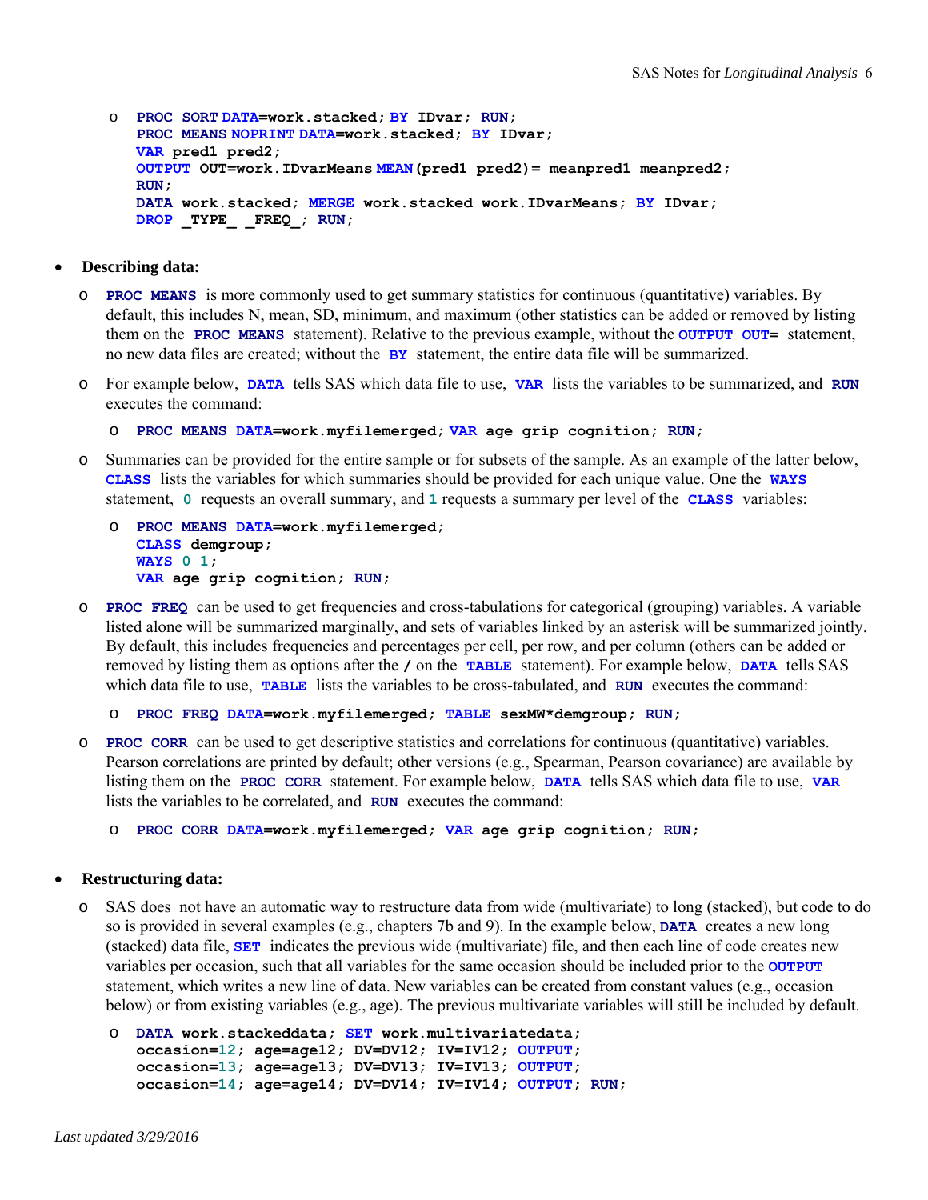```
PROC SORT DATA=work.stacked; BY IDvar; RUN;
PROC MEANS NOPRINT DATA=work.stacked; BY IDvar;
VAR pred1 pred2;
OUTPUT OUT=work.IDvarMeans MEAN(pred1 pred2)= meanpred1 meanpred2;
RUN;
DATA work.stacked; MERGE work.stacked work.IDvarMeans; BY IDvar;
DROP _TYPE_ _FREQ_; RUN;
```

- **Describing data:**
  - **PROC MEANS** is more commonly used to get summary statistics for continuous (quantitative) variables. By default, this includes N, mean, SD, minimum, and maximum (other statistics can be added or removed by listing them on the **PROC MEANS** statement). Relative to the previous example, without the **OUTPUT OUT=** statement, no new data files are created; without the **BY** statement, the entire data file will be summarized.
  - For example below, **DATA** tells SAS which data file to use, **VAR** lists the variables to be summarized, and **RUN** executes the command:

    ```
    PROC MEANS DATA=work.myfilemerged; VAR age grip cognition; RUN;
    ```

  - Summaries can be provided for the entire sample or for subsets of the sample. As an example of the latter below, **CLASS** lists the variables for which summaries should be provided for each unique value. One the **WAYS** statement, **0** requests an overall summary, and **1** requests a summary per level of the **CLASS** variables:

    ```
    PROC MEANS DATA=work.myfilemerged;
    CLASS demgroup;
    WAYS 0 1;
    VAR age grip cognition; RUN;
    ```

  - **PROC FREQ** can be used to get frequencies and cross-tabulations for categorical (grouping) variables. A variable listed alone will be summarized marginally, and sets of variables linked by an asterisk will be summarized jointly. By default, this includes frequencies and percentages per cell, per row, and per column (others can be added or removed by listing them as options after the **/** on the **TABLE** statement). For example below, **DATA** tells SAS which data file to use, **TABLE** lists the variables to be cross-tabulated, and **RUN** executes the command:

    ```
    PROC FREQ DATA=work.myfilemerged; TABLE sexMW*demgroup; RUN;
    ```

  - **PROC CORR** can be used to get descriptive statistics and correlations for continuous (quantitative) variables. Pearson correlations are printed by default; other versions (e.g., Spearman, Pearson covariance) are available by listing them on the **PROC CORR** statement. For example below, **DATA** tells SAS which data file to use, **VAR** lists the variables to be correlated, and **RUN** executes the command:

    ```
    PROC CORR DATA=work.myfilemerged; VAR age grip cognition; RUN;
    ```

- **Restructuring data:**
  - SAS does not have an automatic way to restructure data from wide (multivariate) to long (stacked), but code to do so is provided in several examples (e.g., chapters 7b and 9). In the example below, **DATA** creates a new long (stacked) data file, **SET** indicates the previous wide (multivariate) file, and then each line of code creates new variables per occasion, such that all variables for the same occasion should be included prior to the **OUTPUT** statement, which writes a new line of data. New variables can be created from constant values (e.g., occasion below) or from existing variables (e.g., age). The previous multivariate variables will still be included by default.

    ```
    DATA work.stackeddata; SET work.multivariatedata;
    occasion=12; age=age12; DV=DV12; IV=IV12; OUTPUT;
    occasion=13; age=age13; DV=DV13; IV=IV13; OUTPUT;
    occasion=14; age=age14; DV=DV14; IV=IV14; OUTPUT; RUN;
    ```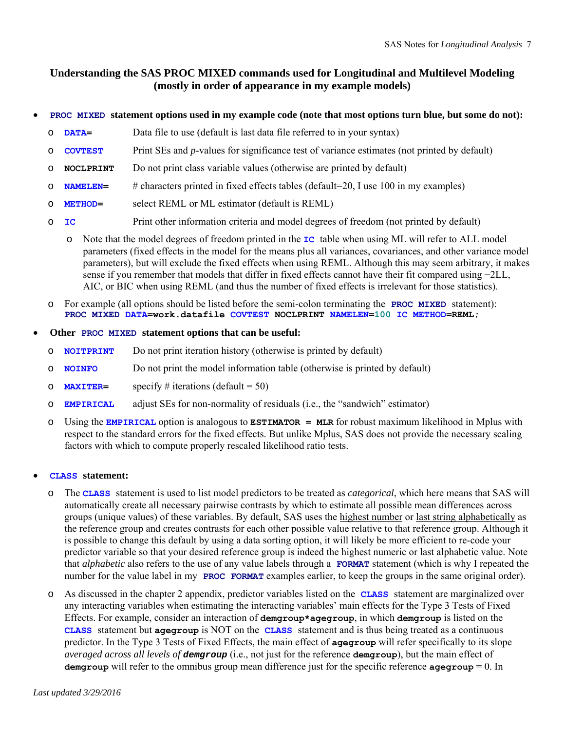## Understanding the SAS PROC MIXED commands used for Longitudinal and Multilevel Modeling (mostly in order of appearance in my example models)

- **`PROC MIXED` statement options used in my example code (note that most options turn blue, but some do not):**
  - `DATA=` Data file to use (default is last data file referred to in your syntax)
  - `COVTEST` Print SEs and *p*-values for significance test of variance estimates (not printed by default)
  - `NOCLPRINT` Do not print class variable values (otherwise are printed by default)
  - `NAMELEN=` # characters printed in fixed effects tables (default=20, I use 100 in my examples)
  - `METHOD=` select REML or ML estimator (default is REML)
  - `IC` Print other information criteria and model degrees of freedom (not printed by default)
    - Note that the model degrees of freedom printed in the `IC` table when using ML will refer to ALL model parameters (fixed effects in the model for the means plus all variances, covariances, and other variance model parameters), but will exclude the fixed effects when using REML. Although this may seem arbitrary, it makes sense if you remember that models that differ in fixed effects cannot have their fit compared using −2LL, AIC, or BIC when using REML (and thus the number of fixed effects is irrelevant for those statistics).
  - For example (all options should be listed before the semi-colon terminating the `PROC MIXED` statement):

    ```
    PROC MIXED DATA=work.datafile COVTEST NOCLPRINT NAMELEN=100 IC METHOD=REML;
    ```

- **Other `PROC MIXED` statement options that can be useful:**
  - `NOITPRINT` Do not print iteration history (otherwise is printed by default)
  - `NOINFO` Do not print the model information table (otherwise is printed by default)
  - `MAXITER=` specify # iterations (default = 50)
  - `EMPIRICAL` adjust SEs for non-normality of residuals (i.e., the "sandwich" estimator)
  - Using the `EMPIRICAL` option is analogous to `ESTIMATOR = MLR` for robust maximum likelihood in Mplus with respect to the standard errors for the fixed effects. But unlike Mplus, SAS does not provide the necessary scaling factors with which to compute properly rescaled likelihood ratio tests.

- **`CLASS` statement:**
  - The `CLASS` statement is used to list model predictors to be treated as *categorical*, which here means that SAS will automatically create all necessary pairwise contrasts by which to estimate all possible mean differences across groups (unique values) of these variables. By default, SAS uses the highest number or last string alphabetically as the reference group and creates contrasts for each other possible value relative to that reference group. Although it is possible to change this default by using a data sorting option, it will likely be more efficient to re-code your predictor variable so that your desired reference group is indeed the highest numeric or last alphabetic value. Note that *alphabetic* also refers to the use of any value labels through a `FORMAT` statement (which is why I repeated the number for the value label in my `PROC FORMAT` examples earlier, to keep the groups in the same original order).
  - As discussed in the chapter 2 appendix, predictor variables listed on the `CLASS` statement are marginalized over any interacting variables when estimating the interacting variables' main effects for the Type 3 Tests of Fixed Effects. For example, consider an interaction of **`demgroup*agegroup`**, in which **`demgroup`** is listed on the `CLASS` statement but **`agegroup`** is NOT on the `CLASS` statement and is thus being treated as a continuous predictor. In the Type 3 Tests of Fixed Effects, the main effect of **`agegroup`** will refer specifically to its slope *averaged across all levels of* ***`demgroup`*** (i.e., not just for the reference **`demgroup`**), but the main effect of **`demgroup`** will refer to the omnibus group mean difference just for the specific reference **`agegroup`** = 0. In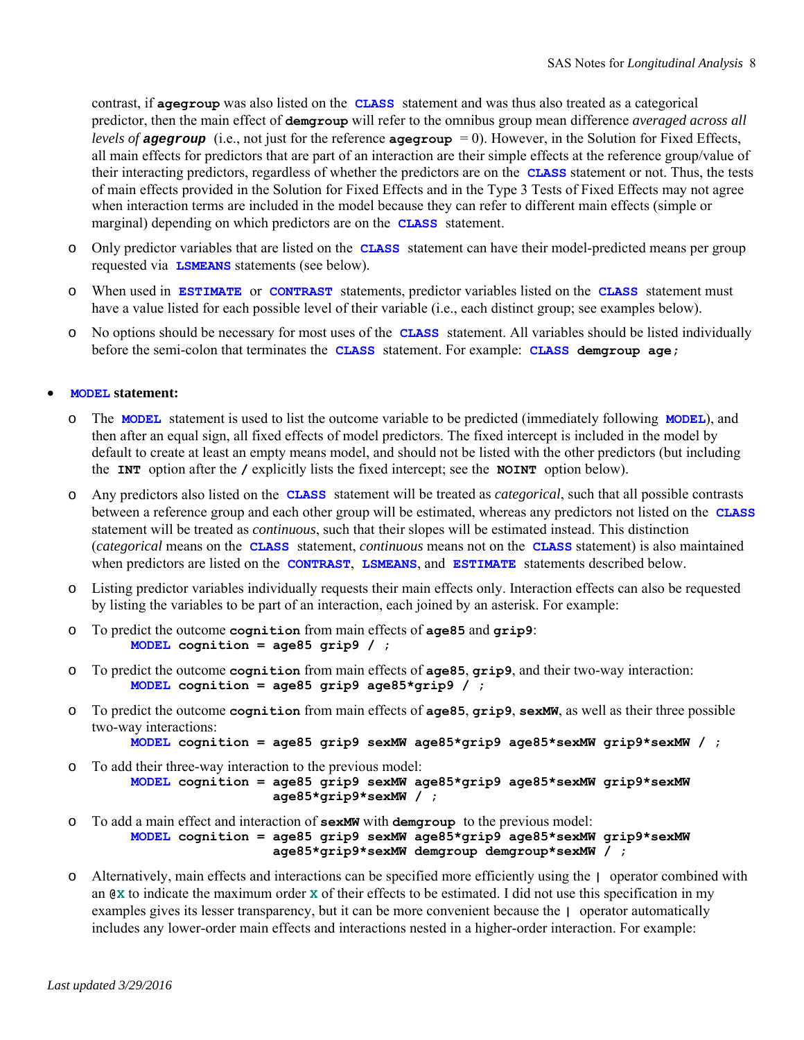contrast, if **agegroup** was also listed on the **CLASS** statement and was thus also treated as a categorical predictor, then the main effect of **demgroup** will refer to the omnibus group mean difference *averaged across all levels of* ***agegroup*** (i.e., not just for the reference **agegroup** = 0). However, in the Solution for Fixed Effects, all main effects for predictors that are part of an interaction are their simple effects at the reference group/value of their interacting predictors, regardless of whether the predictors are on the **CLASS** statement or not. Thus, the tests of main effects provided in the Solution for Fixed Effects and in the Type 3 Tests of Fixed Effects may not agree when interaction terms are included in the model because they can refer to different main effects (simple or marginal) depending on which predictors are on the **CLASS** statement.

- Only predictor variables that are listed on the **CLASS** statement can have their model-predicted means per group requested via **LSMEANS** statements (see below).
- When used in **ESTIMATE** or **CONTRAST** statements, predictor variables listed on the **CLASS** statement must have a value listed for each possible level of their variable (i.e., each distinct group; see examples below).
- No options should be necessary for most uses of the **CLASS** statement. All variables should be listed individually before the semi-colon that terminates the **CLASS** statement. For example: **CLASS demgroup age;**

- **MODEL statement:**
  - The **MODEL** statement is used to list the outcome variable to be predicted (immediately following **MODEL**), and then after an equal sign, all fixed effects of model predictors. The fixed intercept is included in the model by default to create at least an empty means model, and should not be listed with the other predictors (but including the **INT** option after the **/** explicitly lists the fixed intercept; see the **NOINT** option below).
  - Any predictors also listed on the **CLASS** statement will be treated as *categorical*, such that all possible contrasts between a reference group and each other group will be estimated, whereas any predictors not listed on the **CLASS** statement will be treated as *continuous*, such that their slopes will be estimated instead. This distinction (*categorical* means on the **CLASS** statement, *continuous* means not on the **CLASS** statement) is also maintained when predictors are listed on the **CONTRAST**, **LSMEANS**, and **ESTIMATE** statements described below.
  - Listing predictor variables individually requests their main effects only. Interaction effects can also be requested by listing the variables to be part of an interaction, each joined by an asterisk. For example:
  - To predict the outcome **cognition** from main effects of **age85** and **grip9**:
    ```
    MODEL cognition = age85 grip9 / ;
    ```
  - To predict the outcome **cognition** from main effects of **age85**, **grip9**, and their two-way interaction:
    ```
    MODEL cognition = age85 grip9 age85*grip9 / ;
    ```
  - To predict the outcome **cognition** from main effects of **age85**, **grip9**, **sexMW**, as well as their three possible two-way interactions:
    ```
    MODEL cognition = age85 grip9 sexMW age85*grip9 age85*sexMW grip9*sexMW / ;
    ```
  - To add their three-way interaction to the previous model:
    ```
    MODEL cognition = age85 grip9 sexMW age85*grip9 age85*sexMW grip9*sexMW
                      age85*grip9*sexMW / ;
    ```
  - To add a main effect and interaction of **sexMW** with **demgroup** to the previous model:
    ```
    MODEL cognition = age85 grip9 sexMW age85*grip9 age85*sexMW grip9*sexMW
                      age85*grip9*sexMW demgroup demgroup*sexMW / ;
    ```
  - Alternatively, main effects and interactions can be specified more efficiently using the **|** operator combined with an **@X** to indicate the maximum order **X** of their effects to be estimated. I did not use this specification in my examples gives its lesser transparency, but it can be more convenient because the **|** operator automatically includes any lower-order main effects and interactions nested in a higher-order interaction. For example: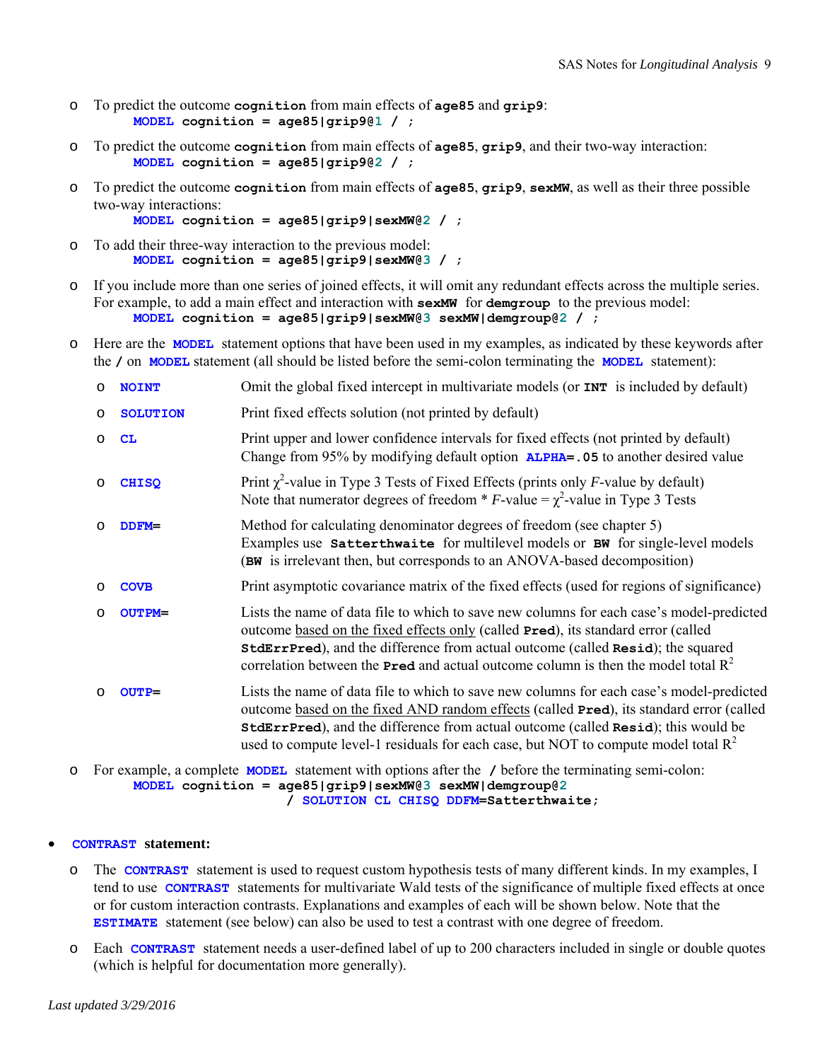- To predict the outcome **cognition** from main effects of **age85** and **grip9**:
  ```
  MODEL cognition = age85|grip9@1 / ;
  ```
- To predict the outcome **cognition** from main effects of **age85**, **grip9**, and their two-way interaction:
  ```
  MODEL cognition = age85|grip9@2 / ;
  ```
- To predict the outcome **cognition** from main effects of **age85**, **grip9**, **sexMW**, as well as their three possible two-way interactions:
  ```
  MODEL cognition = age85|grip9|sexMW@2 / ;
  ```
- To add their three-way interaction to the previous model:
  ```
  MODEL cognition = age85|grip9|sexMW@3 / ;
  ```
- If you include more than one series of joined effects, it will omit any redundant effects across the multiple series. For example, to add a main effect and interaction with **sexMW** for **demgroup** to the previous model:
  ```
  MODEL cognition = age85|grip9|sexMW@3 sexMW|demgroup@2 / ;
  ```
- Here are the **MODEL** statement options that have been used in my examples, as indicated by these keywords after the **/** on **MODEL** statement (all should be listed before the semi-colon terminating the **MODEL** statement):
  - **NOINT** — Omit the global fixed intercept in multivariate models (or **INT** is included by default)
  - **SOLUTION** — Print fixed effects solution (not printed by default)
  - **CL** — Print upper and lower confidence intervals for fixed effects (not printed by default). Change from 95% by modifying default option **ALPHA=.05** to another desired value
  - **CHISQ** — Print $\chi^2$-value in Type 3 Tests of Fixed Effects (prints only *F*-value by default). Note that numerator degrees of freedom * *F*-value = $\chi^2$-value in Type 3 Tests
  - **DDFM=** — Method for calculating denominator degrees of freedom (see chapter 5). Examples use **Satterthwaite** for multilevel models or **BW** for single-level models (**BW** is irrelevant then, but corresponds to an ANOVA-based decomposition)
  - **COVB** — Print asymptotic covariance matrix of the fixed effects (used for regions of significance)
  - **OUTPM=** — Lists the name of data file to which to save new columns for each case's model-predicted outcome based on the fixed effects only (called **Pred**), its standard error (called **StdErrPred**), and the difference from actual outcome (called **Resid**); the squared correlation between the **Pred** and actual outcome column is then the model total $R^2$
  - **OUTP=** — Lists the name of data file to which to save new columns for each case's model-predicted outcome based on the fixed AND random effects (called **Pred**), its standard error (called **StdErrPred**), and the difference from actual outcome (called **Resid**); this would be used to compute level-1 residuals for each case, but NOT to compute model total $R^2$
- For example, a complete **MODEL** statement with options after the **/** before the terminating semi-colon:
  ```
  MODEL cognition = age85|grip9|sexMW@3 sexMW|demgroup@2
                    / SOLUTION CL CHISQ DDFM=Satterthwaite;
  ```

- **CONTRAST statement:**
  - The **CONTRAST** statement is used to request custom hypothesis tests of many different kinds. In my examples, I tend to use **CONTRAST** statements for multivariate Wald tests of the significance of multiple fixed effects at once or for custom interaction contrasts. Explanations and examples of each will be shown below. Note that the **ESTIMATE** statement (see below) can also be used to test a contrast with one degree of freedom.
  - Each **CONTRAST** statement needs a user-defined label of up to 200 characters included in single or double quotes (which is helpful for documentation more generally).

*Last updated 3/29/2016*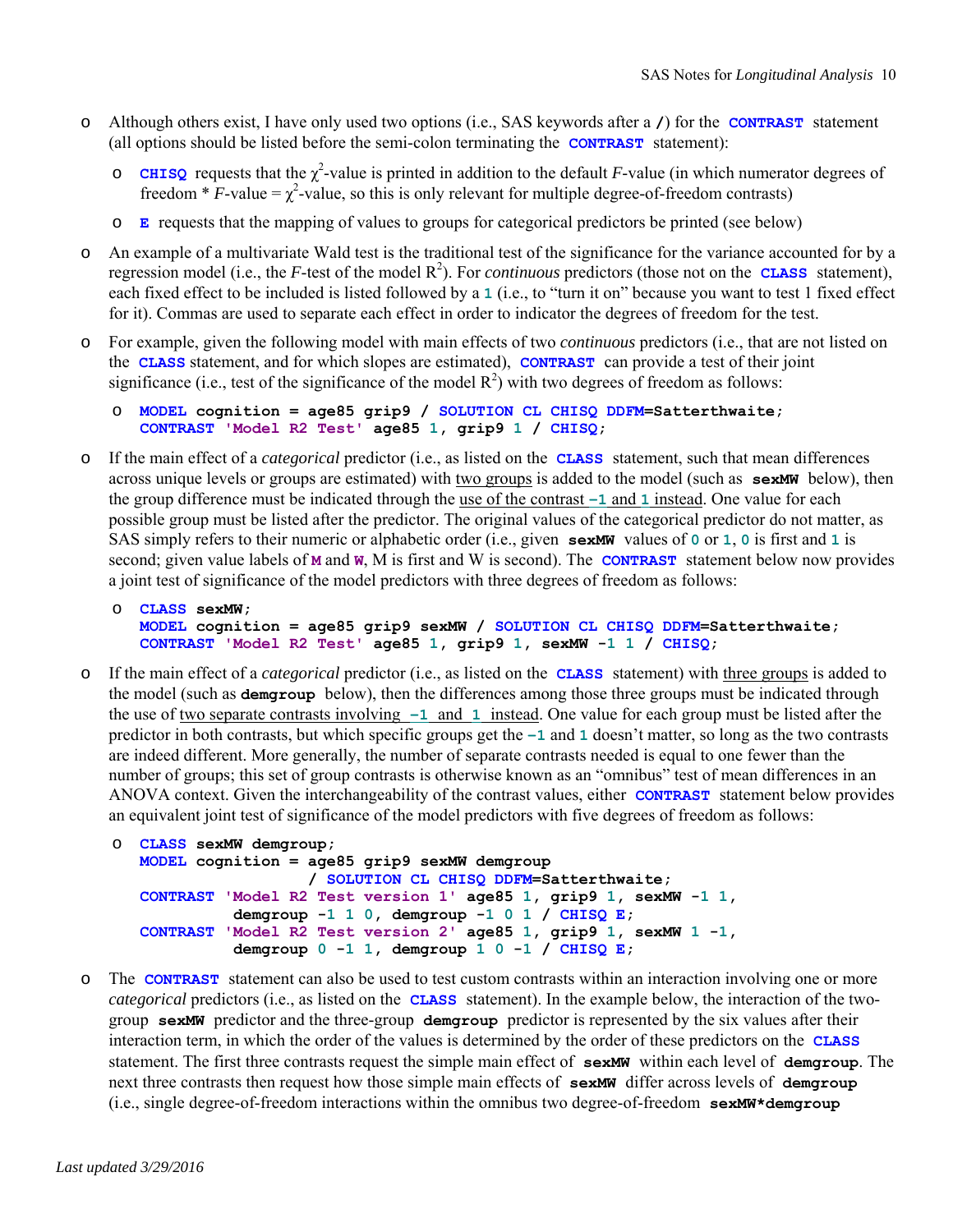- Although others exist, I have only used two options (i.e., SAS keywords after a **/**) for the **CONTRAST** statement (all options should be listed before the semi-colon terminating the **CONTRAST** statement):
  - **CHISQ** requests that the $\chi^2$-value is printed in addition to the default *F*-value (in which numerator degrees of freedom * *F*-value = $\chi^2$-value, so this is only relevant for multiple degree-of-freedom contrasts)
  - **E** requests that the mapping of values to groups for categorical predictors be printed (see below)
- An example of a multivariate Wald test is the traditional test of the significance for the variance accounted for by a regression model (i.e., the *F*-test of the model $R^2$). For *continuous* predictors (those not on the **CLASS** statement), each fixed effect to be included is listed followed by a **1** (i.e., to "turn it on" because you want to test 1 fixed effect for it). Commas are used to separate each effect in order to indicator the degrees of freedom for the test.
- For example, given the following model with main effects of two *continuous* predictors (i.e., that are not listed on the **CLASS** statement, and for which slopes are estimated), **CONTRAST** can provide a test of their joint significance (i.e., test of the significance of the model $R^2$) with two degrees of freedom as follows:

```
MODEL cognition = age85 grip9 / SOLUTION CL CHISQ DDFM=Satterthwaite;
CONTRAST 'Model R2 Test' age85 1, grip9 1 / CHISQ;
```

- If the main effect of a *categorical* predictor (i.e., as listed on the **CLASS** statement, such that mean differences across unique levels or groups are estimated) with two groups is added to the model (such as **sexMW** below), then the group difference must be indicated through the use of the contrast **-1** and **1** instead. One value for each possible group must be listed after the predictor. The original values of the categorical predictor do not matter, as SAS simply refers to their numeric or alphabetic order (i.e., given **sexMW** values of **0** or **1**, **0** is first and **1** is second; given value labels of **M** and **W**, M is first and W is second). The **CONTRAST** statement below now provides a joint test of significance of the model predictors with three degrees of freedom as follows:

```
CLASS sexMW;
MODEL cognition = age85 grip9 sexMW / SOLUTION CL CHISQ DDFM=Satterthwaite;
CONTRAST 'Model R2 Test' age85 1, grip9 1, sexMW -1 1 / CHISQ;
```

- If the main effect of a *categorical* predictor (i.e., as listed on the **CLASS** statement) with three groups is added to the model (such as **demgroup** below), then the differences among those three groups must be indicated through the use of two separate contrasts involving **-1** and **1** instead. One value for each group must be listed after the predictor in both contrasts, but which specific groups get the **-1** and **1** doesn't matter, so long as the two contrasts are indeed different. More generally, the number of separate contrasts needed is equal to one fewer than the number of groups; this set of group contrasts is otherwise known as an "omnibus" test of mean differences in an ANOVA context. Given the interchangeability of the contrast values, either **CONTRAST** statement below provides an equivalent joint test of significance of the model predictors with five degrees of freedom as follows:

```
CLASS sexMW demgroup;
MODEL cognition = age85 grip9 sexMW demgroup
                  / SOLUTION CL CHISQ DDFM=Satterthwaite;
CONTRAST 'Model R2 Test version 1' age85 1, grip9 1, sexMW -1 1,
         demgroup -1 1 0, demgroup -1 0 1 / CHISQ E;
CONTRAST 'Model R2 Test version 2' age85 1, grip9 1, sexMW 1 -1,
         demgroup 0 -1 1, demgroup 1 0 -1 / CHISQ E;
```

- The **CONTRAST** statement can also be used to test custom contrasts within an interaction involving one or more *categorical* predictors (i.e., as listed on the **CLASS** statement). In the example below, the interaction of the two-group **sexMW** predictor and the three-group **demgroup** predictor is represented by the six values after their interaction term, in which the order of the values is determined by the order of these predictors on the **CLASS** statement. The first three contrasts request the simple main effect of **sexMW** within each level of **demgroup**. The next three contrasts then request how those simple main effects of **sexMW** differ across levels of **demgroup** (i.e., single degree-of-freedom interactions within the omnibus two degree-of-freedom **sexMW*demgroup**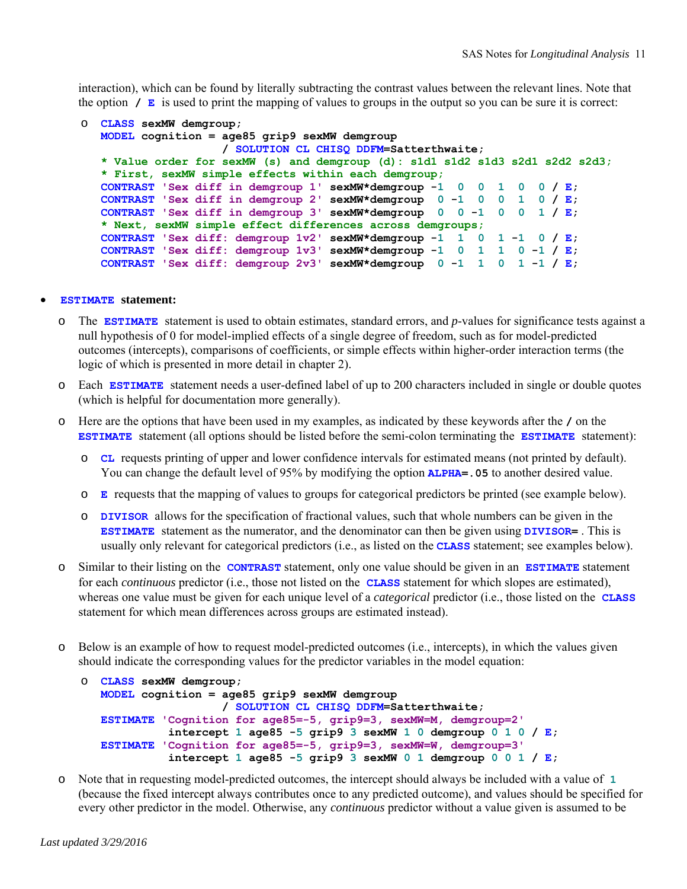interaction), which can be found by literally subtracting the contrast values between the relevant lines. Note that the option `/ E` is used to print the mapping of values to groups in the output so you can be sure it is correct:

- ```
  CLASS sexMW demgroup;
  MODEL cognition = age85 grip9 sexMW demgroup
                    / SOLUTION CL CHISQ DDFM=Satterthwaite;
  * Value order for sexMW (s) and demgroup (d): s1d1 s1d2 s1d3 s2d1 s2d2 s2d3;
  * First, sexMW simple effects within each demgroup;
  CONTRAST 'Sex diff in demgroup 1' sexMW*demgroup -1  0  0  1  0  0 / E;
  CONTRAST 'Sex diff in demgroup 2' sexMW*demgroup  0 -1  0  0  1  0 / E;
  CONTRAST 'Sex diff in demgroup 3' sexMW*demgroup  0  0 -1  0  0  1 / E;
  * Next, sexMW simple effect differences across demgroups;
  CONTRAST 'Sex diff: demgroup 1v2' sexMW*demgroup -1  1  0  1 -1  0 / E;
  CONTRAST 'Sex diff: demgroup 1v3' sexMW*demgroup -1  0  1  1  0 -1 / E;
  CONTRAST 'Sex diff: demgroup 2v3' sexMW*demgroup  0 -1  1  0  1 -1 / E;
  ```

- **`ESTIMATE` statement:**
  - The `ESTIMATE` statement is used to obtain estimates, standard errors, and *p*-values for significance tests against a null hypothesis of 0 for model-implied effects of a single degree of freedom, such as for model-predicted outcomes (intercepts), comparisons of coefficients, or simple effects within higher-order interaction terms (the logic of which is presented in more detail in chapter 2).
  - Each `ESTIMATE` statement needs a user-defined label of up to 200 characters included in single or double quotes (which is helpful for documentation more generally).
  - Here are the options that have been used in my examples, as indicated by these keywords after the `/` on the `ESTIMATE` statement (all options should be listed before the semi-colon terminating the `ESTIMATE` statement):
    - `CL` requests printing of upper and lower confidence intervals for estimated means (not printed by default). You can change the default level of 95% by modifying the option `ALPHA=.05` to another desired value.
    - `E` requests that the mapping of values to groups for categorical predictors be printed (see example below).
    - `DIVISOR` allows for the specification of fractional values, such that whole numbers can be given in the `ESTIMATE` statement as the numerator, and the denominator can then be given using `DIVISOR=` . This is usually only relevant for categorical predictors (i.e., as listed on the `CLASS` statement; see examples below).
  - Similar to their listing on the `CONTRAST` statement, only one value should be given in an `ESTIMATE` statement for each *continuous* predictor (i.e., those not listed on the `CLASS` statement for which slopes are estimated), whereas one value must be given for each unique level of a *categorical* predictor (i.e., those listed on the `CLASS` statement for which mean differences across groups are estimated instead).
  - Below is an example of how to request model-predicted outcomes (i.e., intercepts), in which the values given should indicate the corresponding values for the predictor variables in the model equation:
    - ```
      CLASS sexMW demgroup;
      MODEL cognition = age85 grip9 sexMW demgroup
                        / SOLUTION CL CHISQ DDFM=Satterthwaite;
      ESTIMATE 'Cognition for age85=-5, grip9=3, sexMW=M, demgroup=2'
               intercept 1 age85 -5 grip9 3 sexMW 1 0 demgroup 0 1 0 / E;
      ESTIMATE 'Cognition for age85=-5, grip9=3, sexMW=W, demgroup=3'
               intercept 1 age85 -5 grip9 3 sexMW 0 1 demgroup 0 0 1 / E;
      ```
  - Note that in requesting model-predicted outcomes, the intercept should always be included with a value of `1` (because the fixed intercept always contributes once to any predicted outcome), and values should be specified for every other predictor in the model. Otherwise, any *continuous* predictor without a value given is assumed to be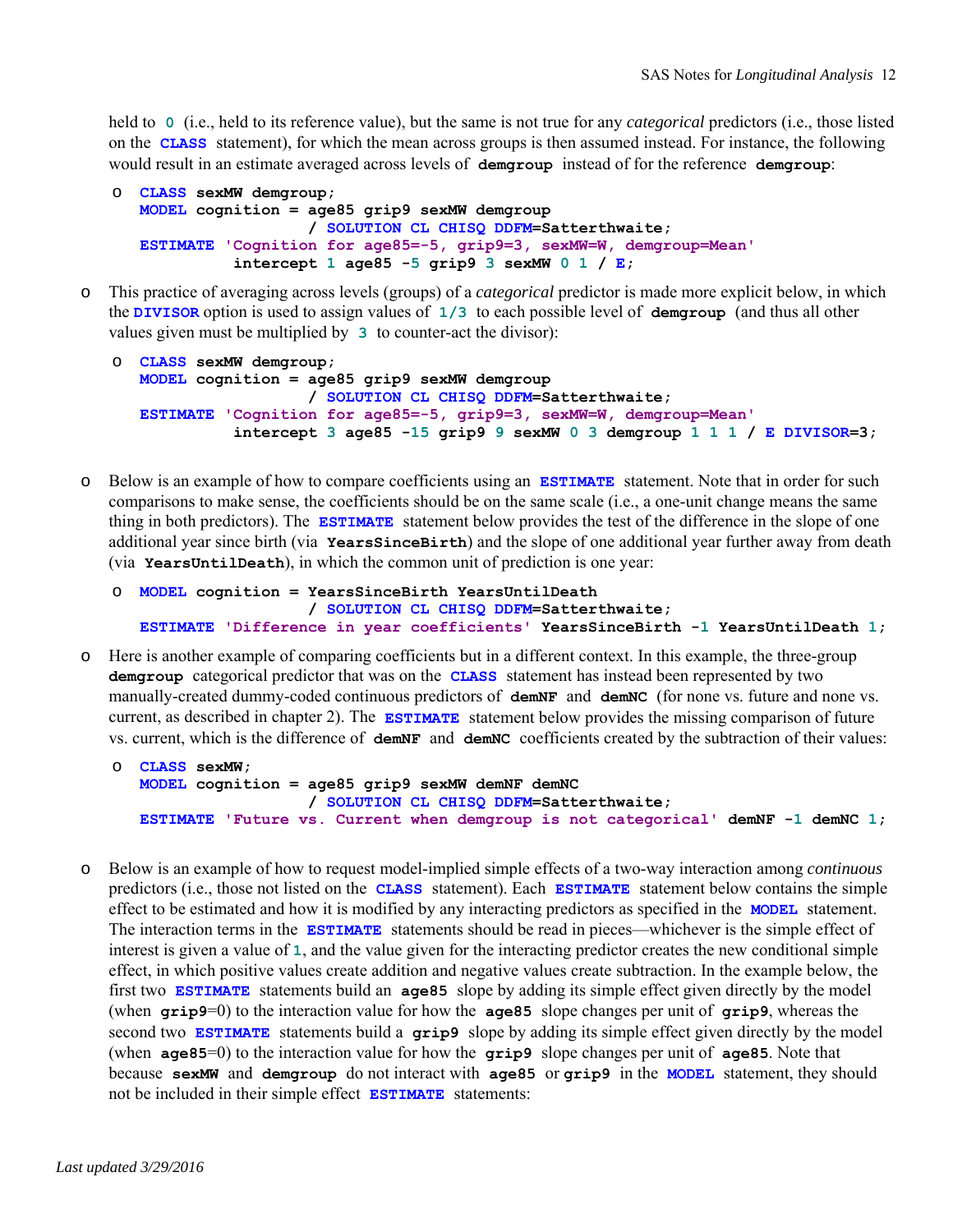held to 0 (i.e., held to its reference value), but the same is not true for any *categorical* predictors (i.e., those listed on the **CLASS** statement), for which the mean across groups is then assumed instead. For instance, the following would result in an estimate averaged across levels of **demgroup** instead of for the reference **demgroup**:

- ```
  CLASS sexMW demgroup;
  MODEL cognition = age85 grip9 sexMW demgroup
                    / SOLUTION CL CHISQ DDFM=Satterthwaite;
  ESTIMATE 'Cognition for age85=-5, grip9=3, sexMW=W, demgroup=Mean'
            intercept 1 age85 -5 grip9 3 sexMW 0 1 / E;
  ```

- This practice of averaging across levels (groups) of a *categorical* predictor is made more explicit below, in which the **DIVISOR** option is used to assign values of 1/3 to each possible level of **demgroup** (and thus all other values given must be multiplied by 3 to counter-act the divisor):

  ```
  CLASS sexMW demgroup;
  MODEL cognition = age85 grip9 sexMW demgroup
                    / SOLUTION CL CHISQ DDFM=Satterthwaite;
  ESTIMATE 'Cognition for age85=-5, grip9=3, sexMW=W, demgroup=Mean'
            intercept 3 age85 -15 grip9 9 sexMW 0 3 demgroup 1 1 1 / E DIVISOR=3;
  ```

- Below is an example of how to compare coefficients using an **ESTIMATE** statement. Note that in order for such comparisons to make sense, the coefficients should be on the same scale (i.e., a one-unit change means the same thing in both predictors). The **ESTIMATE** statement below provides the test of the difference in the slope of one additional year since birth (via **YearsSinceBirth**) and the slope of one additional year further away from death (via **YearsUntilDeath**), in which the common unit of prediction is one year:

  ```
  MODEL cognition = YearsSinceBirth YearsUntilDeath
                    / SOLUTION CL CHISQ DDFM=Satterthwaite;
  ESTIMATE 'Difference in year coefficients' YearsSinceBirth -1 YearsUntilDeath 1;
  ```

- Here is another example of comparing coefficients but in a different context. In this example, the three-group **demgroup** categorical predictor that was on the **CLASS** statement has instead been represented by two manually-created dummy-coded continuous predictors of **demNF** and **demNC** (for none vs. future and none vs. current, as described in chapter 2). The **ESTIMATE** statement below provides the missing comparison of future vs. current, which is the difference of **demNF** and **demNC** coefficients created by the subtraction of their values:

  ```
  CLASS sexMW;
  MODEL cognition = age85 grip9 sexMW demNF demNC
                    / SOLUTION CL CHISQ DDFM=Satterthwaite;
  ESTIMATE 'Future vs. Current when demgroup is not categorical' demNF -1 demNC 1;
  ```

- Below is an example of how to request model-implied simple effects of a two-way interaction among *continuous* predictors (i.e., those not listed on the **CLASS** statement). Each **ESTIMATE** statement below contains the simple effect to be estimated and how it is modified by any interacting predictors as specified in the **MODEL** statement. The interaction terms in the **ESTIMATE** statements should be read in pieces—whichever is the simple effect of interest is given a value of 1, and the value given for the interacting predictor creates the new conditional simple effect, in which positive values create addition and negative values create subtraction. In the example below, the first two **ESTIMATE** statements build an **age85** slope by adding its simple effect given directly by the model (when **grip9**=0) to the interaction value for how the **age85** slope changes per unit of **grip9**, whereas the second two **ESTIMATE** statements build a **grip9** slope by adding its simple effect given directly by the model (when **age85**=0) to the interaction value for how the **grip9** slope changes per unit of **age85**. Note that because **sexMW** and **demgroup** do not interact with **age85** or **grip9** in the **MODEL** statement, they should not be included in their simple effect **ESTIMATE** statements: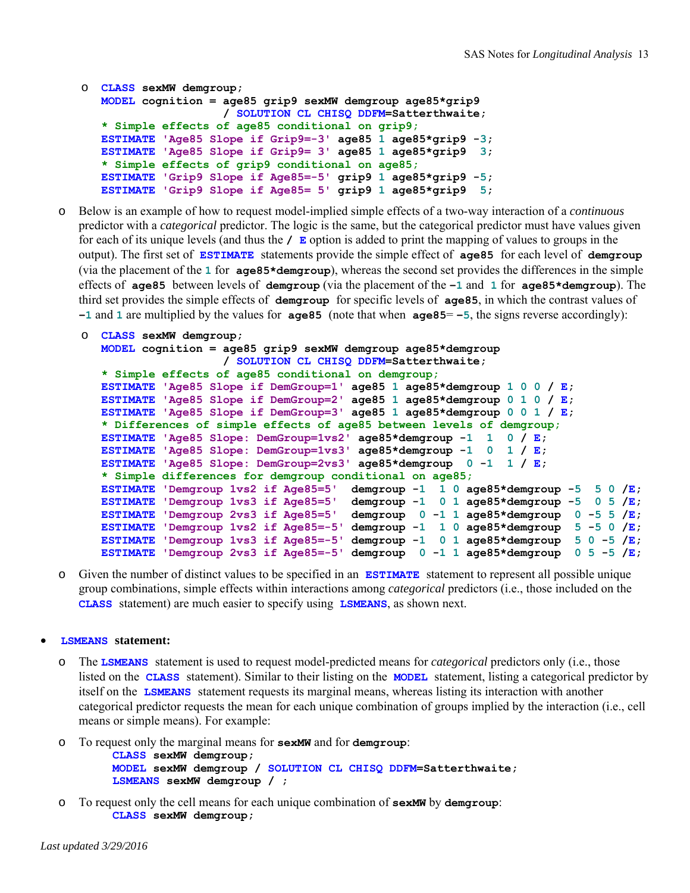- ```
  CLASS sexMW demgroup;
  MODEL cognition = age85 grip9 sexMW demgroup age85*grip9
                    / SOLUTION CL CHISQ DDFM=Satterthwaite;
  * Simple effects of age85 conditional on grip9;
  ESTIMATE 'Age85 Slope if Grip9=-3' age85 1 age85*grip9 -3;
  ESTIMATE 'Age85 Slope if Grip9= 3' age85 1 age85*grip9  3;
  * Simple effects of grip9 conditional on age85;
  ESTIMATE 'Grip9 Slope if Age85=-5' grip9 1 age85*grip9 -5;
  ESTIMATE 'Grip9 Slope if Age85= 5' grip9 1 age85*grip9  5;
  ```

- Below is an example of how to request model-implied simple effects of a two-way interaction of a *continuous* predictor with a *categorical* predictor. The logic is the same, but the categorical predictor must have values given for each of its unique levels (and thus the `/ E` option is added to print the mapping of values to groups in the output). The first set of `ESTIMATE` statements provide the simple effect of `age85` for each level of `demgroup` (via the placement of the `1` for `age85*demgroup`), whereas the second set provides the differences in the simple effects of `age85` between levels of `demgroup` (via the placement of the `-1` and `1` for `age85*demgroup`). The third set provides the simple effects of `demgroup` for specific levels of `age85`, in which the contrast values of `-1` and `1` are multiplied by the values for `age85` (note that when `age85`= `-5`, the signs reverse accordingly):

- ```
  CLASS sexMW demgroup;
  MODEL cognition = age85 grip9 sexMW demgroup age85*demgroup
                    / SOLUTION CL CHISQ DDFM=Satterthwaite;
  * Simple effects of age85 conditional on demgroup;
  ESTIMATE 'Age85 Slope if DemGroup=1' age85 1 age85*demgroup 1 0 0 / E;
  ESTIMATE 'Age85 Slope if DemGroup=2' age85 1 age85*demgroup 0 1 0 / E;
  ESTIMATE 'Age85 Slope if DemGroup=3' age85 1 age85*demgroup 0 0 1 / E;
  * Differences of simple effects of age85 between levels of demgroup;
  ESTIMATE 'Age85 Slope: DemGroup=1vs2' age85*demgroup -1  1  0 / E;
  ESTIMATE 'Age85 Slope: DemGroup=1vs3' age85*demgroup -1  0  1 / E;
  ESTIMATE 'Age85 Slope: DemGroup=2vs3' age85*demgroup  0 -1  1 / E;
  * Simple differences for demgroup conditional on age85;
  ESTIMATE 'Demgroup 1vs2 if Age85=5'  demgroup -1  1 0 age85*demgroup -5  5 0 /E;
  ESTIMATE 'Demgroup 1vs3 if Age85=5'  demgroup -1  0 1 age85*demgroup -5  0 5 /E;
  ESTIMATE 'Demgroup 2vs3 if Age85=5'  demgroup  0 -1 1 age85*demgroup  0 -5 5 /E;
  ESTIMATE 'Demgroup 1vs2 if Age85=-5' demgroup -1  1 0 age85*demgroup  5 -5 0 /E;
  ESTIMATE 'Demgroup 1vs3 if Age85=-5' demgroup -1  0 1 age85*demgroup  5 0 -5 /E;
  ESTIMATE 'Demgroup 2vs3 if Age85=-5' demgroup  0 -1 1 age85*demgroup  0 5 -5 /E;
  ```

- Given the number of distinct values to be specified in an `ESTIMATE` statement to represent all possible unique group combinations, simple effects within interactions among *categorical* predictors (i.e., those included on the `CLASS` statement) are much easier to specify using `LSMEANS`, as shown next.

- **`LSMEANS` statement:**
  - The `LSMEANS` statement is used to request model-predicted means for *categorical* predictors only (i.e., those listed on the `CLASS` statement). Similar to their listing on the `MODEL` statement, listing a categorical predictor by itself on the `LSMEANS` statement requests its marginal means, whereas listing its interaction with another categorical predictor requests the mean for each unique combination of groups implied by the interaction (i.e., cell means or simple means). For example:
  - To request only the marginal means for **sexMW** and for **demgroup**:
    ```
    CLASS sexMW demgroup;
    MODEL sexMW demgroup / SOLUTION CL CHISQ DDFM=Satterthwaite;
    LSMEANS sexMW demgroup / ;
    ```
  - To request only the cell means for each unique combination of **sexMW** by **demgroup**:
    ```
    CLASS sexMW demgroup;
    ```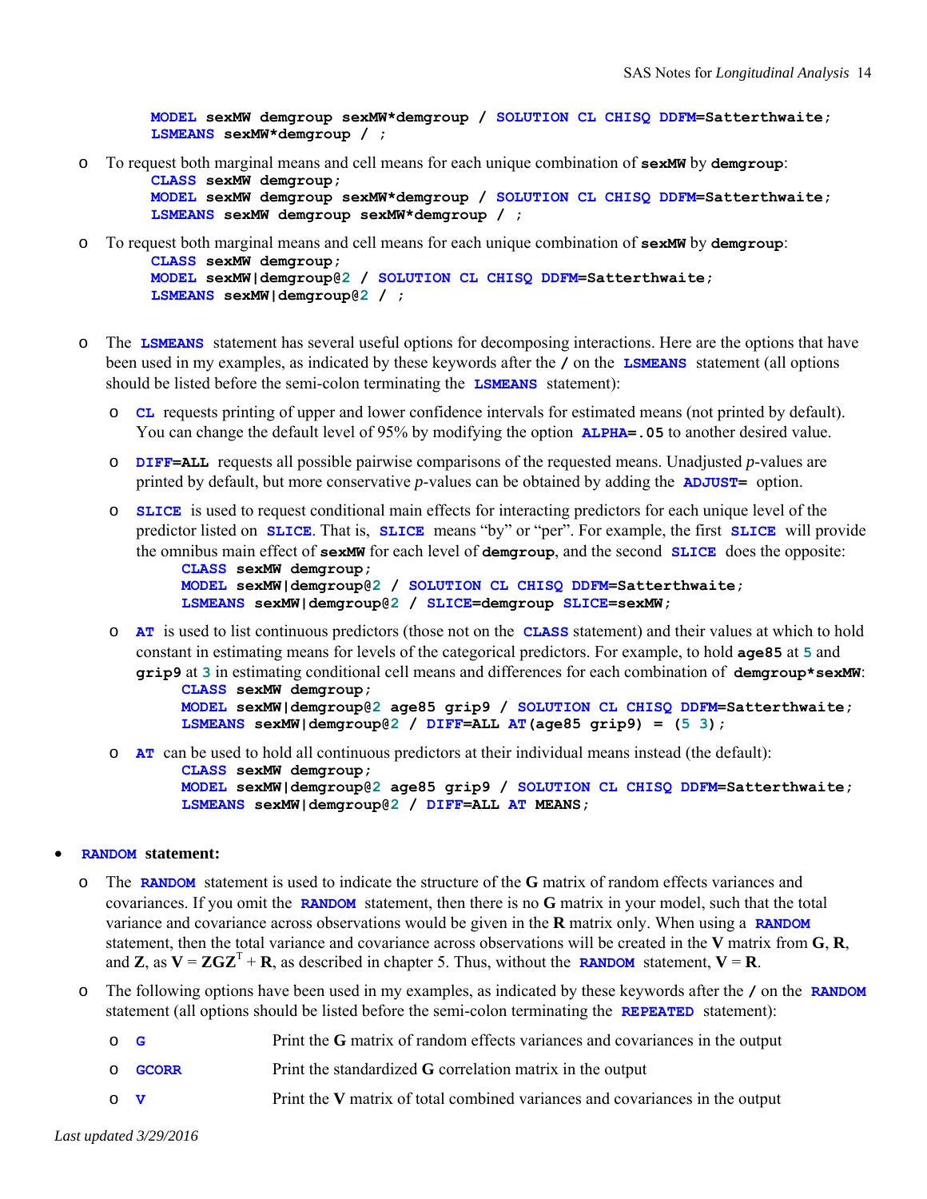```
MODEL sexMW demgroup sexMW*demgroup / SOLUTION CL CHISQ DDFM=Satterthwaite;
LSMEANS sexMW*demgroup / ;
```

- To request both marginal means and cell means for each unique combination of **sexMW** by **demgroup**:

```
CLASS sexMW demgroup;
MODEL sexMW demgroup sexMW*demgroup / SOLUTION CL CHISQ DDFM=Satterthwaite;
LSMEANS sexMW demgroup sexMW*demgroup / ;
```

- To request both marginal means and cell means for each unique combination of **sexMW** by **demgroup**:

```
CLASS sexMW demgroup;
MODEL sexMW|demgroup@2 / SOLUTION CL CHISQ DDFM=Satterthwaite;
LSMEANS sexMW|demgroup@2 / ;
```

- The **LSMEANS** statement has several useful options for decomposing interactions. Here are the options that have been used in my examples, as indicated by these keywords after the **/** on the **LSMEANS** statement (all options should be listed before the semi-colon terminating the **LSMEANS** statement):
  - **CL** requests printing of upper and lower confidence intervals for estimated means (not printed by default). You can change the default level of 95% by modifying the option **ALPHA=.05** to another desired value.
  - **DIFF=ALL** requests all possible pairwise comparisons of the requested means. Unadjusted *p*-values are printed by default, but more conservative *p*-values can be obtained by adding the **ADJUST=** option.
  - **SLICE** is used to request conditional main effects for interacting predictors for each unique level of the predictor listed on **SLICE**. That is, **SLICE** means "by" or "per". For example, the first **SLICE** will provide the omnibus main effect of **sexMW** for each level of **demgroup**, and the second **SLICE** does the opposite:

    ```
    CLASS sexMW demgroup;
    MODEL sexMW|demgroup@2 / SOLUTION CL CHISQ DDFM=Satterthwaite;
    LSMEANS sexMW|demgroup@2 / SLICE=demgroup SLICE=sexMW;
    ```

  - **AT** is used to list continuous predictors (those not on the **CLASS** statement) and their values at which to hold constant in estimating means for levels of the categorical predictors. For example, to hold **age85** at 5 and **grip9** at 3 in estimating conditional cell means and differences for each combination of **demgroup\*sexMW**:

    ```
    CLASS sexMW demgroup;
    MODEL sexMW|demgroup@2 age85 grip9 / SOLUTION CL CHISQ DDFM=Satterthwaite;
    LSMEANS sexMW|demgroup@2 / DIFF=ALL AT(age85 grip9) = (5 3);
    ```

  - **AT** can be used to hold all continuous predictors at their individual means instead (the default):

    ```
    CLASS sexMW demgroup;
    MODEL sexMW|demgroup@2 age85 grip9 / SOLUTION CL CHISQ DDFM=Satterthwaite;
    LSMEANS sexMW|demgroup@2 / DIFF=ALL AT MEANS;
    ```

- **RANDOM statement:**
  - The **RANDOM** statement is used to indicate the structure of the **G** matrix of random effects variances and covariances. If you omit the **RANDOM** statement, then there is no **G** matrix in your model, such that the total variance and covariance across observations would be given in the **R** matrix only. When using a **RANDOM** statement, then the total variance and covariance across observations will be created in the **V** matrix from **G**, **R**, and **Z**, as $\mathbf{V} = \mathbf{ZGZ}^T + \mathbf{R}$, as described in chapter 5. Thus, without the **RANDOM** statement, $\mathbf{V} = \mathbf{R}$.
  - The following options have been used in my examples, as indicated by these keywords after the **/** on the **RANDOM** statement (all options should be listed before the semi-colon terminating the **REPEATED** statement):
    - **G** Print the **G** matrix of random effects variances and covariances in the output
    - **GCORR** Print the standardized **G** correlation matrix in the output
    - **V** Print the **V** matrix of total combined variances and covariances in the output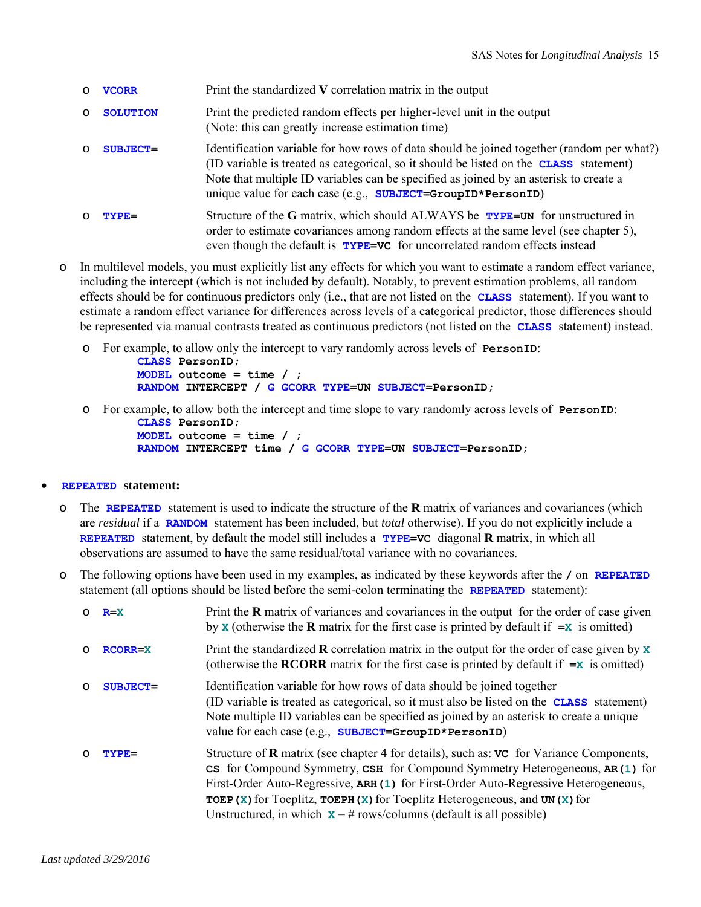- VCORR — Print the standardized **V** correlation matrix in the output
- SOLUTION — Print the predicted random effects per higher-level unit in the output (Note: this can greatly increase estimation time)
- SUBJECT= — Identification variable for how rows of data should be joined together (random per what?) (ID variable is treated as categorical, so it should be listed on the CLASS statement) Note that multiple ID variables can be specified as joined by an asterisk to create a unique value for each case (e.g., SUBJECT=GroupID*PersonID)
- TYPE= — Structure of the **G** matrix, which should ALWAYS be TYPE=UN for unstructured in order to estimate covariances among random effects at the same level (see chapter 5), even though the default is TYPE=VC for uncorrelated random effects instead

- In multilevel models, you must explicitly list any effects for which you want to estimate a random effect variance, including the intercept (which is not included by default). Notably, to prevent estimation problems, all random effects should be for continuous predictors only (i.e., that are not listed on the CLASS statement). If you want to estimate a random effect variance for differences across levels of a categorical predictor, those differences should be represented via manual contrasts treated as continuous predictors (not listed on the CLASS statement) instead.
  - For example, to allow only the intercept to vary randomly across levels of PersonID:
    ```
    CLASS PersonID;
    MODEL outcome = time / ;
    RANDOM INTERCEPT / G GCORR TYPE=UN SUBJECT=PersonID;
    ```
  - For example, to allow both the intercept and time slope to vary randomly across levels of PersonID:
    ```
    CLASS PersonID;
    MODEL outcome = time / ;
    RANDOM INTERCEPT time / G GCORR TYPE=UN SUBJECT=PersonID;
    ```

- **REPEATED statement:**
  - The REPEATED statement is used to indicate the structure of the **R** matrix of variances and covariances (which are *residual* if a RANDOM statement has been included, but *total* otherwise). If you do not explicitly include a REPEATED statement, by default the model still includes a TYPE=VC diagonal **R** matrix, in which all observations are assumed to have the same residual/total variance with no covariances.
  - The following options have been used in my examples, as indicated by these keywords after the / on REPEATED statement (all options should be listed before the semi-colon terminating the REPEATED statement):
    - R=X — Print the **R** matrix of variances and covariances in the output for the order of case given by X (otherwise the **R** matrix for the first case is printed by default if =X is omitted)
    - RCORR=X — Print the standardized **R** correlation matrix in the output for the order of case given by X (otherwise the **RCORR** matrix for the first case is printed by default if =X is omitted)
    - SUBJECT= — Identification variable for how rows of data should be joined together (ID variable is treated as categorical, so it must also be listed on the CLASS statement) Note multiple ID variables can be specified as joined by an asterisk to create a unique value for each case (e.g., SUBJECT=GroupID*PersonID)
    - TYPE= — Structure of **R** matrix (see chapter 4 for details), such as: VC for Variance Components, CS for Compound Symmetry, CSH for Compound Symmetry Heterogeneous, AR(1) for First-Order Auto-Regressive, ARH(1) for First-Order Auto-Regressive Heterogeneous, TOEP(X) for Toeplitz, TOEPH(X) for Toeplitz Heterogeneous, and UN(X) for Unstructured, in which X = # rows/columns (default is all possible)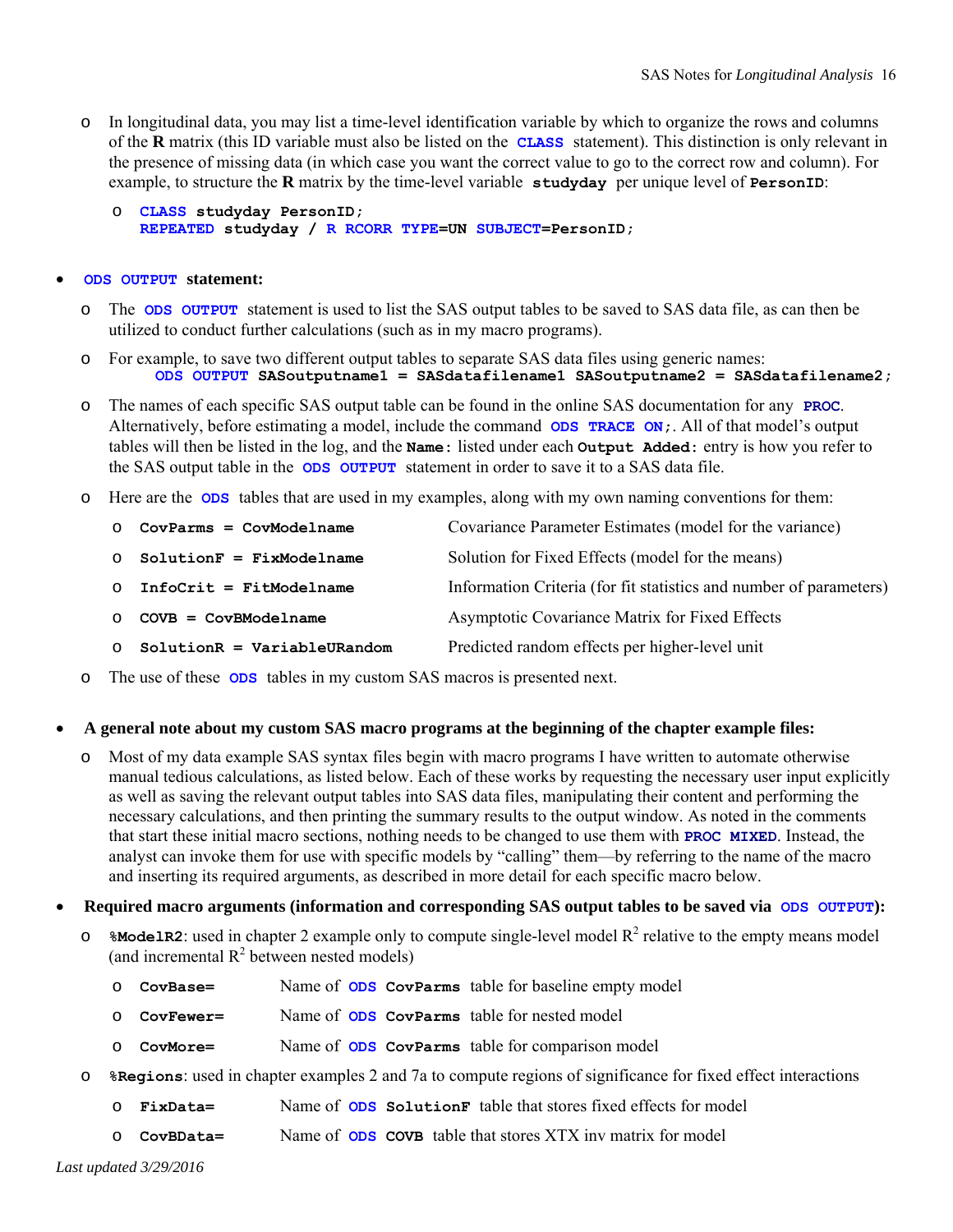- In longitudinal data, you may list a time-level identification variable by which to organize the rows and columns of the **R** matrix (this ID variable must also be listed on the `CLASS` statement). This distinction is only relevant in the presence of missing data (in which case you want the correct value to go to the correct row and column). For example, to structure the **R** matrix by the time-level variable `studyday` per unique level of `PersonID`:
  - ```
    CLASS studyday PersonID;
    REPEATED studyday / R RCORR TYPE=UN SUBJECT=PersonID;
    ```

- **`ODS OUTPUT` statement:**
  - The `ODS OUTPUT` statement is used to list the SAS output tables to be saved to SAS data file, as can then be utilized to conduct further calculations (such as in my macro programs).
  - For example, to save two different output tables to separate SAS data files using generic names:
    `ODS OUTPUT SASoutputname1 = SASdatafilename1 SASoutputname2 = SASdatafilename2;`
  - The names of each specific SAS output table can be found in the online SAS documentation for any `PROC`. Alternatively, before estimating a model, include the command `ODS TRACE ON;`. All of that model's output tables will then be listed in the log, and the `Name:` listed under each `Output Added:` entry is how you refer to the SAS output table in the `ODS OUTPUT` statement in order to save it to a SAS data file.
  - Here are the `ODS` tables that are used in my examples, along with my own naming conventions for them:
    - `CovParms = CovModelname` — Covariance Parameter Estimates (model for the variance)
    - `SolutionF = FixModelname` — Solution for Fixed Effects (model for the means)
    - `InfoCrit = FitModelname` — Information Criteria (for fit statistics and number of parameters)
    - `COVB = CovBModelname` — Asymptotic Covariance Matrix for Fixed Effects
    - `SolutionR = VariableURandom` — Predicted random effects per higher-level unit
  - The use of these `ODS` tables in my custom SAS macros is presented next.

- **A general note about my custom SAS macro programs at the beginning of the chapter example files:**
  - Most of my data example SAS syntax files begin with macro programs I have written to automate otherwise manual tedious calculations, as listed below. Each of these works by requesting the necessary user input explicitly as well as saving the relevant output tables into SAS data files, manipulating their content and performing the necessary calculations, and then printing the summary results to the output window. As noted in the comments that start these initial macro sections, nothing needs to be changed to use them with `PROC MIXED`. Instead, the analyst can invoke them for use with specific models by "calling" them—by referring to the name of the macro and inserting its required arguments, as described in more detail for each specific macro below.

- **Required macro arguments (information and corresponding SAS output tables to be saved via `ODS OUTPUT`):**
  - `%ModelR2`: used in chapter 2 example only to compute single-level model $R^2$ relative to the empty means model (and incremental $R^2$ between nested models)
    - `CovBase=` — Name of `ODS CovParms` table for baseline empty model
    - `CovFewer=` — Name of `ODS CovParms` table for nested model
    - `CovMore=` — Name of `ODS CovParms` table for comparison model
  - `%Regions`: used in chapter examples 2 and 7a to compute regions of significance for fixed effect interactions
    - `FixData=` — Name of `ODS SolutionF` table that stores fixed effects for model
    - `CovBData=` — Name of `ODS COVB` table that stores XTX inv matrix for model

*Last updated 3/29/2016*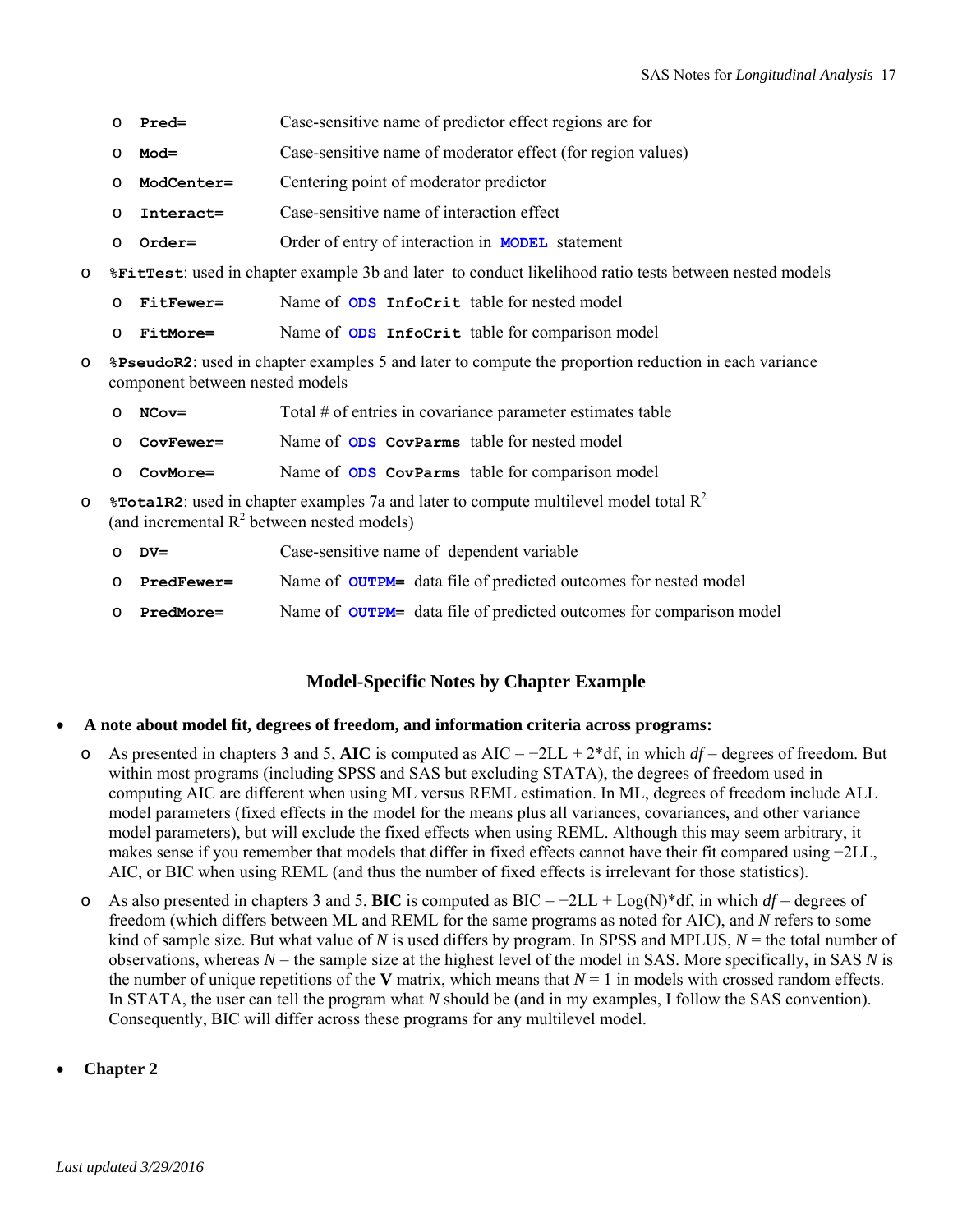- **Pred=** Case-sensitive name of predictor effect regions are for
    - **Mod=** Case-sensitive name of moderator effect (for region values)
    - **ModCenter=** Centering point of moderator predictor
    - **Interact=** Case-sensitive name of interaction effect
    - **Order=** Order of entry of interaction in **MODEL** statement
- **%FitTest**: used in chapter example 3b and later to conduct likelihood ratio tests between nested models
    - **FitFewer=** Name of **ODS InfoCrit** table for nested model
    - **FitMore=** Name of **ODS InfoCrit** table for comparison model
- **%PseudoR2**: used in chapter examples 5 and later to compute the proportion reduction in each variance component between nested models
    - **NCov=** Total # of entries in covariance parameter estimates table
    - **CovFewer=** Name of **ODS CovParms** table for nested model
    - **CovMore=** Name of **ODS CovParms** table for comparison model
- **%TotalR2**: used in chapter examples 7a and later to compute multilevel model total $R^2$ (and incremental $R^2$ between nested models)
    - **DV=** Case-sensitive name of dependent variable
    - **PredFewer=** Name of **OUTPM=** data file of predicted outcomes for nested model
    - **PredMore=** Name of **OUTPM=** data file of predicted outcomes for comparison model

## Model-Specific Notes by Chapter Example

- **A note about model fit, degrees of freedom, and information criteria across programs:**
    - As presented in chapters 3 and 5, **AIC** is computed as AIC = −2LL + 2*df, in which *df* = degrees of freedom. But within most programs (including SPSS and SAS but excluding STATA), the degrees of freedom used in computing AIC are different when using ML versus REML estimation. In ML, degrees of freedom include ALL model parameters (fixed effects in the model for the means plus all variances, covariances, and other variance model parameters), but will exclude the fixed effects when using REML. Although this may seem arbitrary, it makes sense if you remember that models that differ in fixed effects cannot have their fit compared using −2LL, AIC, or BIC when using REML (and thus the number of fixed effects is irrelevant for those statistics).
    - As also presented in chapters 3 and 5, **BIC** is computed as BIC = −2LL + Log(N)*df, in which *df* = degrees of freedom (which differs between ML and REML for the same programs as noted for AIC), and *N* refers to some kind of sample size. But what value of *N* is used differs by program. In SPSS and MPLUS, *N* = the total number of observations, whereas *N* = the sample size at the highest level of the model in SAS. More specifically, in SAS *N* is the number of unique repetitions of the **V** matrix, which means that *N* = 1 in models with crossed random effects. In STATA, the user can tell the program what *N* should be (and in my examples, I follow the SAS convention). Consequently, BIC will differ across these programs for any multilevel model.

- **Chapter 2**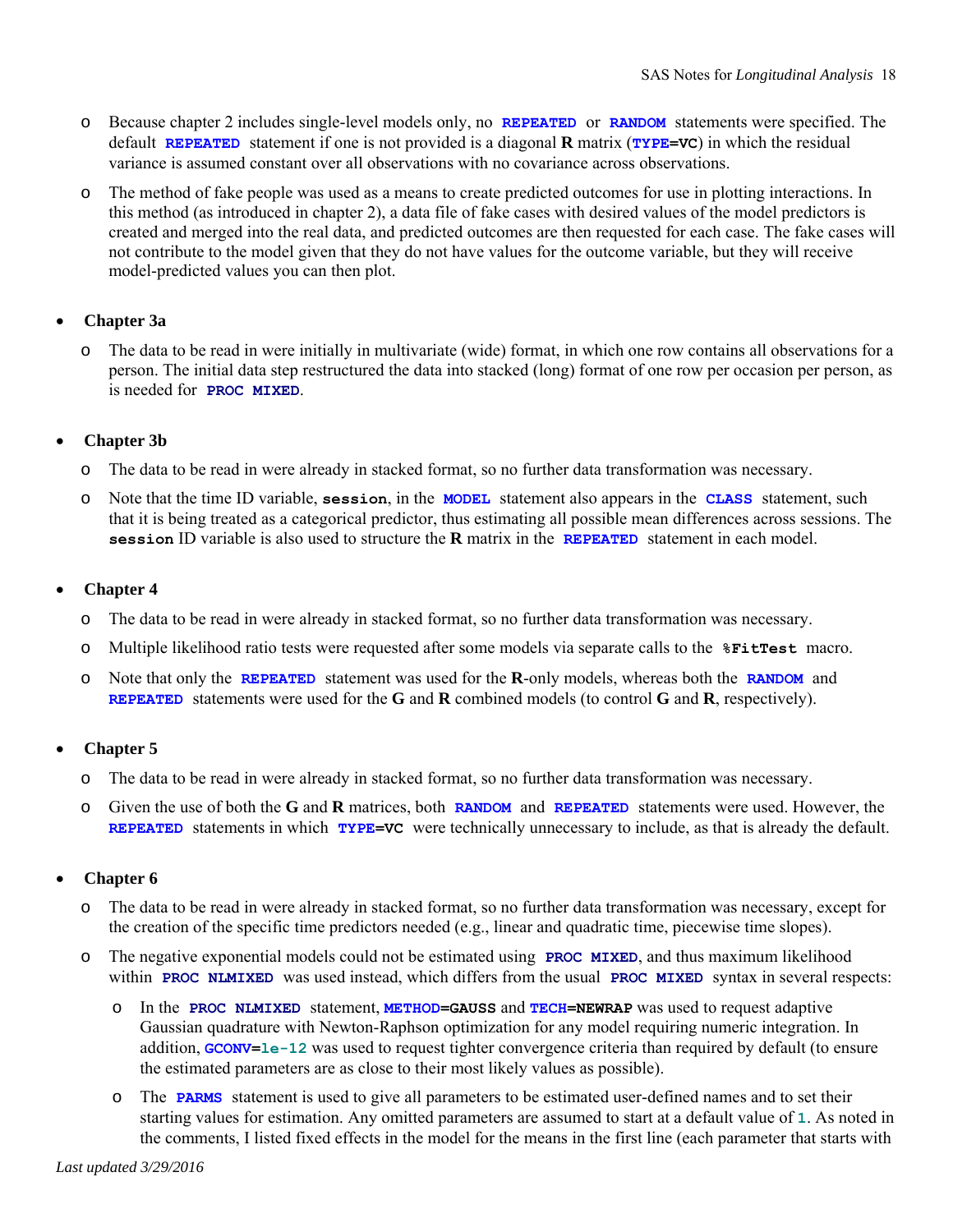- Because chapter 2 includes single-level models only, no **REPEATED** or **RANDOM** statements were specified. The default **REPEATED** statement if one is not provided is a diagonal **R** matrix (**TYPE=VC**) in which the residual variance is assumed constant over all observations with no covariance across observations.
- The method of fake people was used as a means to create predicted outcomes for use in plotting interactions. In this method (as introduced in chapter 2), a data file of fake cases with desired values of the model predictors is created and merged into the real data, and predicted outcomes are then requested for each case. The fake cases will not contribute to the model given that they do not have values for the outcome variable, but they will receive model-predicted values you can then plot.

- **Chapter 3a**
  - The data to be read in were initially in multivariate (wide) format, in which one row contains all observations for a person. The initial data step restructured the data into stacked (long) format of one row per occasion per person, as is needed for **PROC MIXED**.

- **Chapter 3b**
  - The data to be read in were already in stacked format, so no further data transformation was necessary.
  - Note that the time ID variable, **session**, in the **MODEL** statement also appears in the **CLASS** statement, such that it is being treated as a categorical predictor, thus estimating all possible mean differences across sessions. The **session** ID variable is also used to structure the **R** matrix in the **REPEATED** statement in each model.

- **Chapter 4**
  - The data to be read in were already in stacked format, so no further data transformation was necessary.
  - Multiple likelihood ratio tests were requested after some models via separate calls to the **%FitTest** macro.
  - Note that only the **REPEATED** statement was used for the **R**-only models, whereas both the **RANDOM** and **REPEATED** statements were used for the **G** and **R** combined models (to control **G** and **R**, respectively).

- **Chapter 5**
  - The data to be read in were already in stacked format, so no further data transformation was necessary.
  - Given the use of both the **G** and **R** matrices, both **RANDOM** and **REPEATED** statements were used. However, the **REPEATED** statements in which **TYPE=VC** were technically unnecessary to include, as that is already the default.

- **Chapter 6**
  - The data to be read in were already in stacked format, so no further data transformation was necessary, except for the creation of the specific time predictors needed (e.g., linear and quadratic time, piecewise time slopes).
  - The negative exponential models could not be estimated using **PROC MIXED**, and thus maximum likelihood within **PROC NLMIXED** was used instead, which differs from the usual **PROC MIXED** syntax in several respects:
    - In the **PROC NLMIXED** statement, **METHOD=GAUSS** and **TECH=NEWRAP** was used to request adaptive Gaussian quadrature with Newton-Raphson optimization for any model requiring numeric integration. In addition, **GCONV=1e-12** was used to request tighter convergence criteria than required by default (to ensure the estimated parameters are as close to their most likely values as possible).
    - The **PARMS** statement is used to give all parameters to be estimated user-defined names and to set their starting values for estimation. Any omitted parameters are assumed to start at a default value of 1. As noted in the comments, I listed fixed effects in the model for the means in the first line (each parameter that starts with

*Last updated 3/29/2016*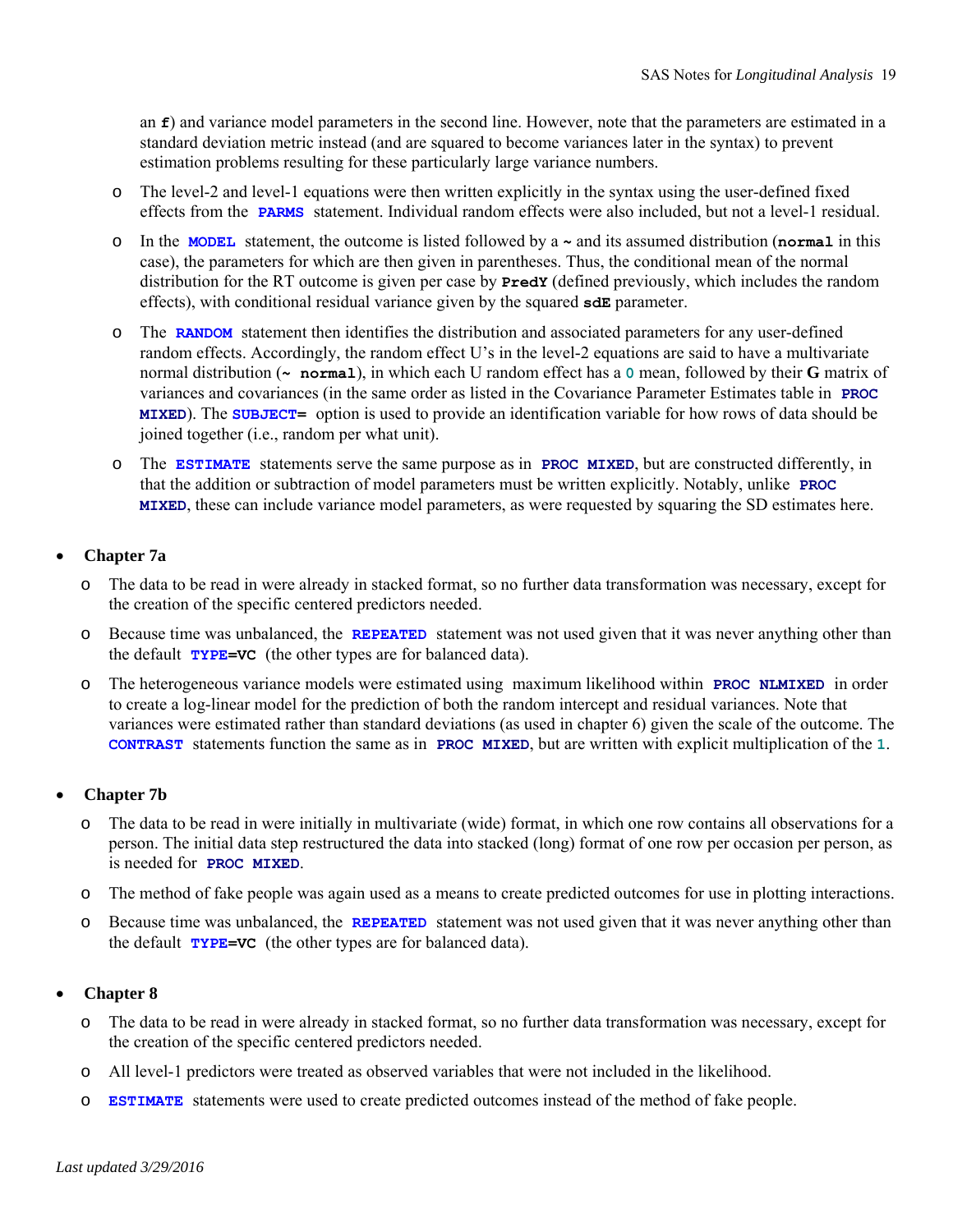an **f**) and variance model parameters in the second line. However, note that the parameters are estimated in a standard deviation metric instead (and are squared to become variances later in the syntax) to prevent estimation problems resulting for these particularly large variance numbers.

- The level-2 and level-1 equations were then written explicitly in the syntax using the user-defined fixed effects from the **PARMS** statement. Individual random effects were also included, but not a level-1 residual.
- In the **MODEL** statement, the outcome is listed followed by a **~** and its assumed distribution (**normal** in this case), the parameters for which are then given in parentheses. Thus, the conditional mean of the normal distribution for the RT outcome is given per case by **PredY** (defined previously, which includes the random effects), with conditional residual variance given by the squared **sdE** parameter.
- The **RANDOM** statement then identifies the distribution and associated parameters for any user-defined random effects. Accordingly, the random effect U's in the level-2 equations are said to have a multivariate normal distribution (**~ normal**), in which each U random effect has a **0** mean, followed by their **G** matrix of variances and covariances (in the same order as listed in the Covariance Parameter Estimates table in **PROC MIXED**). The **SUBJECT=** option is used to provide an identification variable for how rows of data should be joined together (i.e., random per what unit).
- The **ESTIMATE** statements serve the same purpose as in **PROC MIXED**, but are constructed differently, in that the addition or subtraction of model parameters must be written explicitly. Notably, unlike **PROC MIXED**, these can include variance model parameters, as were requested by squaring the SD estimates here.

- **Chapter 7a**
  - The data to be read in were already in stacked format, so no further data transformation was necessary, except for the creation of the specific centered predictors needed.
  - Because time was unbalanced, the **REPEATED** statement was not used given that it was never anything other than the default **TYPE=VC** (the other types are for balanced data).
  - The heterogeneous variance models were estimated using maximum likelihood within **PROC NLMIXED** in order to create a log-linear model for the prediction of both the random intercept and residual variances. Note that variances were estimated rather than standard deviations (as used in chapter 6) given the scale of the outcome. The **CONTRAST** statements function the same as in **PROC MIXED**, but are written with explicit multiplication of the **1**.

- **Chapter 7b**
  - The data to be read in were initially in multivariate (wide) format, in which one row contains all observations for a person. The initial data step restructured the data into stacked (long) format of one row per occasion per person, as is needed for **PROC MIXED**.
  - The method of fake people was again used as a means to create predicted outcomes for use in plotting interactions.
  - Because time was unbalanced, the **REPEATED** statement was not used given that it was never anything other than the default **TYPE=VC** (the other types are for balanced data).

- **Chapter 8**
  - The data to be read in were already in stacked format, so no further data transformation was necessary, except for the creation of the specific centered predictors needed.
  - All level-1 predictors were treated as observed variables that were not included in the likelihood.
  - **ESTIMATE** statements were used to create predicted outcomes instead of the method of fake people.

*Last updated 3/29/2016*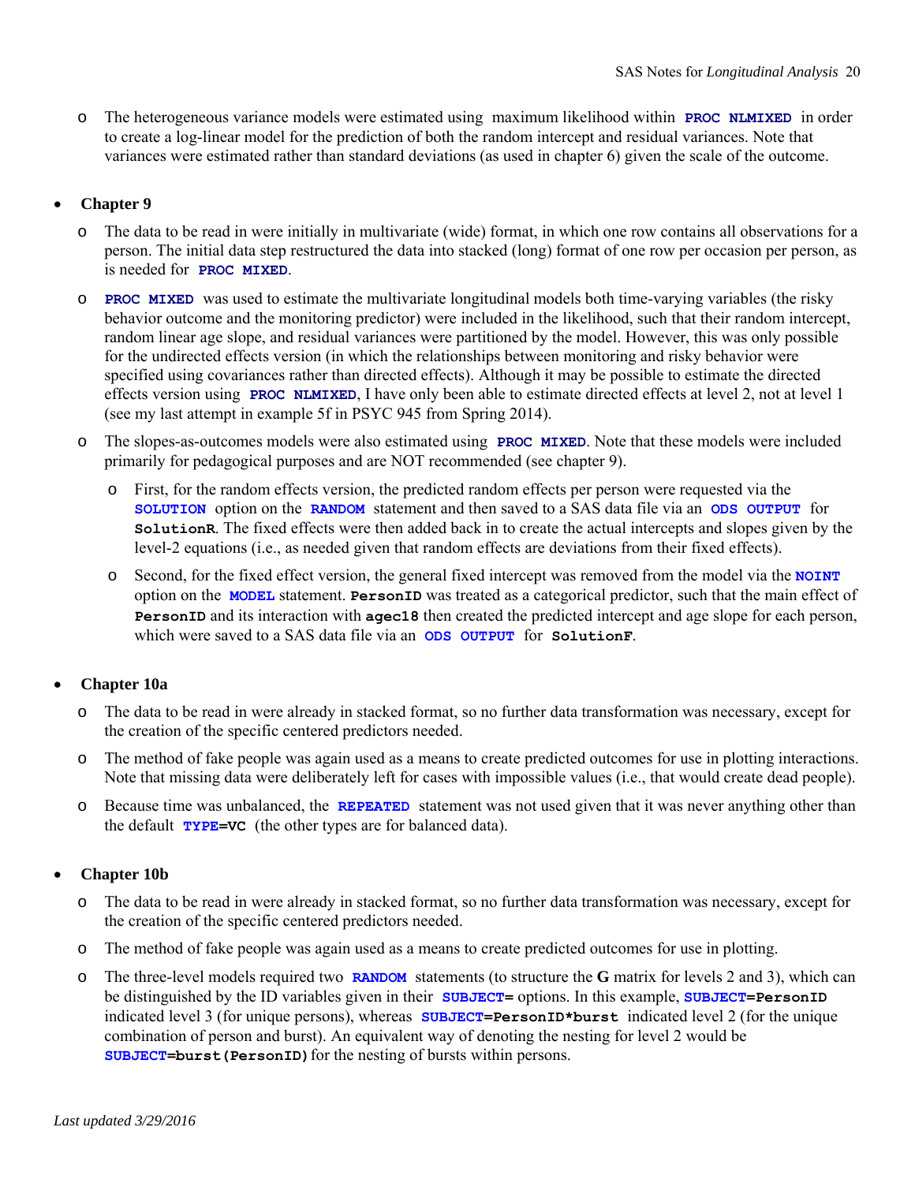- The heterogeneous variance models were estimated using maximum likelihood within **PROC NLMIXED** in order to create a log-linear model for the prediction of both the random intercept and residual variances. Note that variances were estimated rather than standard deviations (as used in chapter 6) given the scale of the outcome.

- **Chapter 9**
  - The data to be read in were initially in multivariate (wide) format, in which one row contains all observations for a person. The initial data step restructured the data into stacked (long) format of one row per occasion per person, as is needed for **PROC MIXED**.
  - **PROC MIXED** was used to estimate the multivariate longitudinal models both time-varying variables (the risky behavior outcome and the monitoring predictor) were included in the likelihood, such that their random intercept, random linear age slope, and residual variances were partitioned by the model. However, this was only possible for the undirected effects version (in which the relationships between monitoring and risky behavior were specified using covariances rather than directed effects). Although it may be possible to estimate the directed effects version using **PROC NLMIXED**, I have only been able to estimate directed effects at level 2, not at level 1 (see my last attempt in example 5f in PSYC 945 from Spring 2014).
  - The slopes-as-outcomes models were also estimated using **PROC MIXED**. Note that these models were included primarily for pedagogical purposes and are NOT recommended (see chapter 9).
    - First, for the random effects version, the predicted random effects per person were requested via the **SOLUTION** option on the **RANDOM** statement and then saved to a SAS data file via an **ODS OUTPUT** for **SolutionR**. The fixed effects were then added back in to create the actual intercepts and slopes given by the level-2 equations (i.e., as needed given that random effects are deviations from their fixed effects).
    - Second, for the fixed effect version, the general fixed intercept was removed from the model via the **NOINT** option on the **MODEL** statement. **PersonID** was treated as a categorical predictor, such that the main effect of **PersonID** and its interaction with **agec18** then created the predicted intercept and age slope for each person, which were saved to a SAS data file via an **ODS OUTPUT** for **SolutionF**.

- **Chapter 10a**
  - The data to be read in were already in stacked format, so no further data transformation was necessary, except for the creation of the specific centered predictors needed.
  - The method of fake people was again used as a means to create predicted outcomes for use in plotting interactions. Note that missing data were deliberately left for cases with impossible values (i.e., that would create dead people).
  - Because time was unbalanced, the **REPEATED** statement was not used given that it was never anything other than the default **TYPE=VC** (the other types are for balanced data).

- **Chapter 10b**
  - The data to be read in were already in stacked format, so no further data transformation was necessary, except for the creation of the specific centered predictors needed.
  - The method of fake people was again used as a means to create predicted outcomes for use in plotting.
  - The three-level models required two **RANDOM** statements (to structure the **G** matrix for levels 2 and 3), which can be distinguished by the ID variables given in their **SUBJECT=** options. In this example, **SUBJECT=PersonID** indicated level 3 (for unique persons), whereas **SUBJECT=PersonID\*burst** indicated level 2 (for the unique combination of person and burst). An equivalent way of denoting the nesting for level 2 would be **SUBJECT=burst(PersonID)** for the nesting of bursts within persons.

*Last updated 3/29/2016*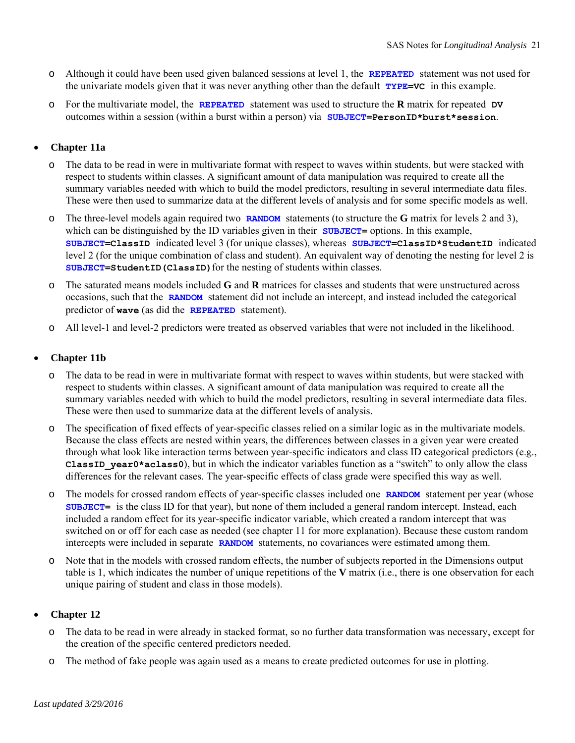- Although it could have been used given balanced sessions at level 1, the **REPEATED** statement was not used for the univariate models given that it was never anything other than the default **TYPE=VC** in this example.
- For the multivariate model, the **REPEATED** statement was used to structure the **R** matrix for repeated **DV** outcomes within a session (within a burst within a person) via **SUBJECT=PersonID*burst*session**.

- **Chapter 11a**
  - The data to be read in were in multivariate format with respect to waves within students, but were stacked with respect to students within classes. A significant amount of data manipulation was required to create all the summary variables needed with which to build the model predictors, resulting in several intermediate data files. These were then used to summarize data at the different levels of analysis and for some specific models as well.
  - The three-level models again required two **RANDOM** statements (to structure the **G** matrix for levels 2 and 3), which can be distinguished by the ID variables given in their **SUBJECT=** options. In this example, **SUBJECT=ClassID** indicated level 3 (for unique classes), whereas **SUBJECT=ClassID*StudentID** indicated level 2 (for the unique combination of class and student). An equivalent way of denoting the nesting for level 2 is **SUBJECT=StudentID(ClassID)** for the nesting of students within classes.
  - The saturated means models included **G** and **R** matrices for classes and students that were unstructured across occasions, such that the **RANDOM** statement did not include an intercept, and instead included the categorical predictor of **wave** (as did the **REPEATED** statement).
  - All level-1 and level-2 predictors were treated as observed variables that were not included in the likelihood.

- **Chapter 11b**
  - The data to be read in were in multivariate format with respect to waves within students, but were stacked with respect to students within classes. A significant amount of data manipulation was required to create all the summary variables needed with which to build the model predictors, resulting in several intermediate data files. These were then used to summarize data at the different levels of analysis.
  - The specification of fixed effects of year-specific classes relied on a similar logic as in the multivariate models. Because the class effects are nested within years, the differences between classes in a given year were created through what look like interaction terms between year-specific indicators and class ID categorical predictors (e.g., **ClassID_year0*aclass0**), but in which the indicator variables function as a "switch" to only allow the class differences for the relevant cases. The year-specific effects of class grade were specified this way as well.
  - The models for crossed random effects of year-specific classes included one **RANDOM** statement per year (whose **SUBJECT=** is the class ID for that year), but none of them included a general random intercept. Instead, each included a random effect for its year-specific indicator variable, which created a random intercept that was switched on or off for each case as needed (see chapter 11 for more explanation). Because these custom random intercepts were included in separate **RANDOM** statements, no covariances were estimated among them.
  - Note that in the models with crossed random effects, the number of subjects reported in the Dimensions output table is 1, which indicates the number of unique repetitions of the **V** matrix (i.e., there is one observation for each unique pairing of student and class in those models).

- **Chapter 12**
  - The data to be read in were already in stacked format, so no further data transformation was necessary, except for the creation of the specific centered predictors needed.
  - The method of fake people was again used as a means to create predicted outcomes for use in plotting.

*Last updated 3/29/2016*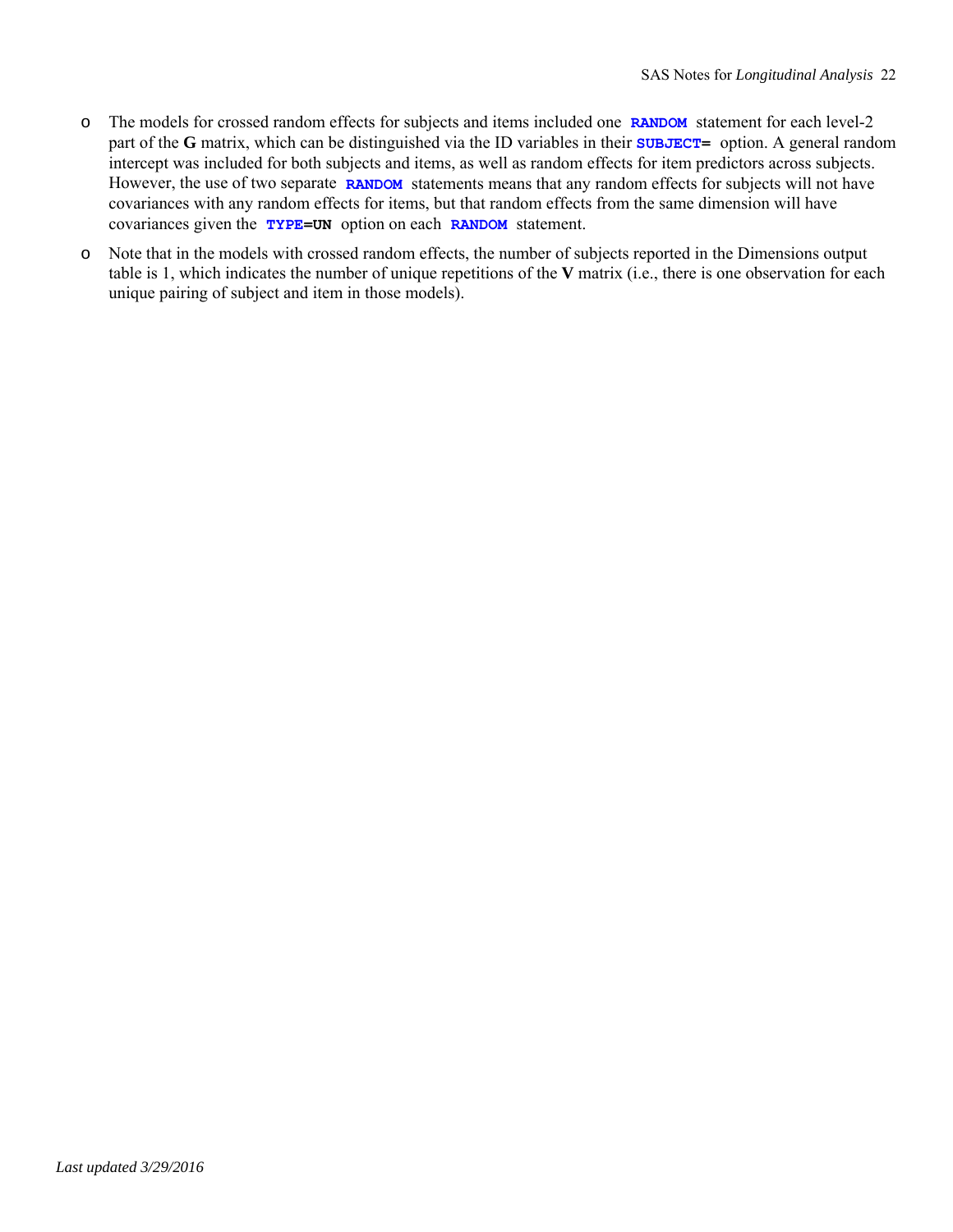- The models for crossed random effects for subjects and items included one **RANDOM** statement for each level-2 part of the **G** matrix, which can be distinguished via the ID variables in their **SUBJECT=** option. A general random intercept was included for both subjects and items, as well as random effects for item predictors across subjects. However, the use of two separate **RANDOM** statements means that any random effects for subjects will not have covariances with any random effects for items, but that random effects from the same dimension will have covariances given the **TYPE=UN** option on each **RANDOM** statement.
- Note that in the models with crossed random effects, the number of subjects reported in the Dimensions output table is 1, which indicates the number of unique repetitions of the **V** matrix (i.e., there is one observation for each unique pairing of subject and item in those models).

*Last updated 3/29/2016*